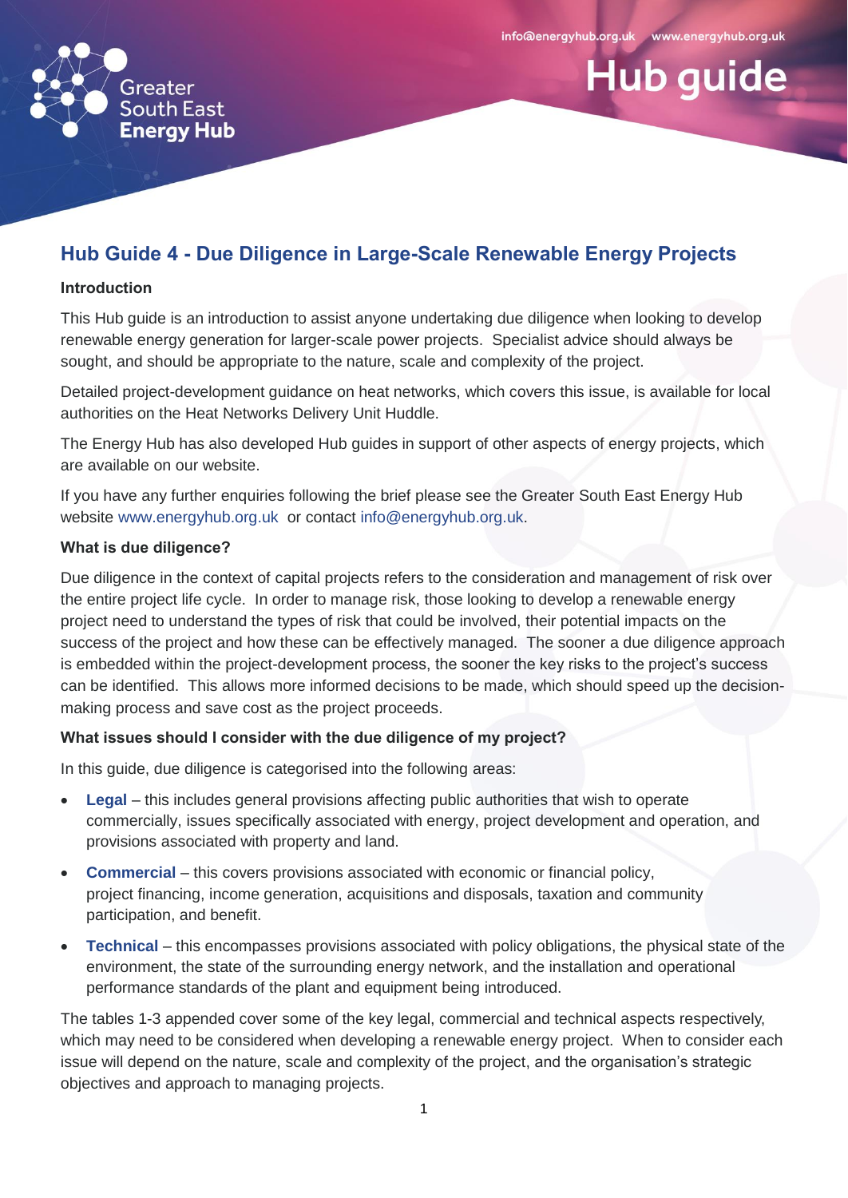# Hub Guide 4 - Due Diligence in Large-Scale Renewable Energy Projects

**Introduction**

This Hub guide is an introduction to assist anyone undertaking due diligence when looking to develop renewable energy generation for larger-scale power projects. Specialist advice should always be sought, and should be appropriate to the nature, scale and complexity of the project.

Detailed project-development guidance on heat networks, which covers this issue, is available for local authorities on the Heat Networks Delivery Unit Huddle.

The Energy Hub has also developed Hub guides in support of other aspects of energy projects, which are available on our website.

If you have any further enquiries following the brief please see the Greater South East Energy Hub website www.energyhub.org.uk or contact info@energyhub.org.uk.

**What is due diligence?**

Due diligence in the context of capital projects refers to the consideration and management of risk over the entire project life cycle. In order to manage risk, those looking to develop a renewable energy project need to understand the types of risk that could be involved, their potential impacts on the success of the project and how these can be effectively managed. The sooner a due diligence approach is embedded within the project-development process, the sooner the key risks to the project's success can be identified. This allows more informed decisions to be made, which should speed up the decision-making process and save cost as the project proceeds.

**What issues should I consider with the due diligence of my project?**

In this guide, due diligence is categorised into the following areas:

- **Legal** – this includes general provisions affecting public authorities that wish to operate commercially, issues specifically associated with energy, project development and operation, and provisions associated with property and land.
- **Commercial** – this covers provisions associated with economic or financial policy, project financing, income generation, acquisitions and disposals, taxation and community participation, and benefit.
- **Technical** – this encompasses provisions associated with policy obligations, the physical state of the environment, the state of the surrounding energy network, and the installation and operational performance standards of the plant and equipment being introduced.

The tables 1-3 appended cover some of the key legal, commercial and technical aspects respectively, which may need to be considered when developing a renewable energy project. When to consider each issue will depend on the nature, scale and complexity of the project, and the organisation's strategic objectives and approach to managing projects.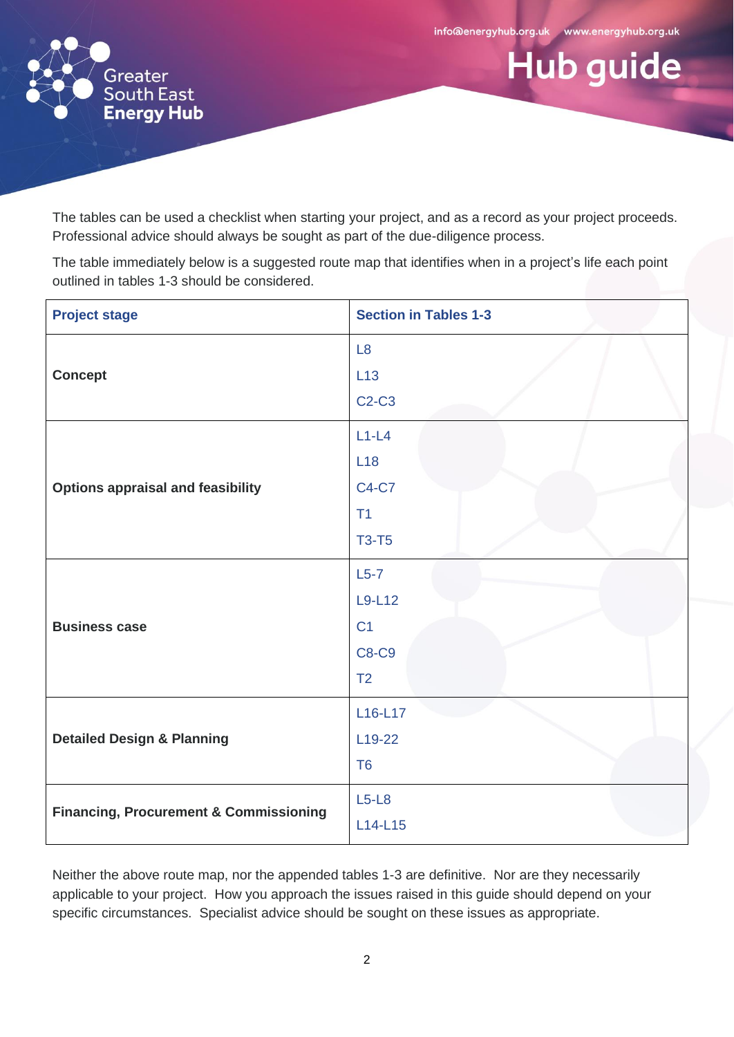The tables can be used a checklist when starting your project, and as a record as your project proceeds. Professional advice should always be sought as part of the due-diligence process.

The table immediately below is a suggested route map that identifies when in a project's life each point outlined in tables 1-3 should be considered.

| Project stage | Section in Tables 1-3 |
|---|---|
| **Concept** | L8<br>L13<br>C2-C3 |
| **Options appraisal and feasibility** | L1-L4<br>L18<br>C4-C7<br>T1<br>T3-T5 |
| **Business case** | L5-7<br>L9-L12<br>C1<br>C8-C9<br>T2 |
| **Detailed Design & Planning** | L16-L17<br>L19-22<br>T6 |
| **Financing, Procurement & Commissioning** | L5-L8<br>L14-L15 |

Neither the above route map, nor the appended tables 1-3 are definitive. Nor are they necessarily applicable to your project. How you approach the issues raised in this guide should depend on your specific circumstances. Specialist advice should be sought on these issues as appropriate.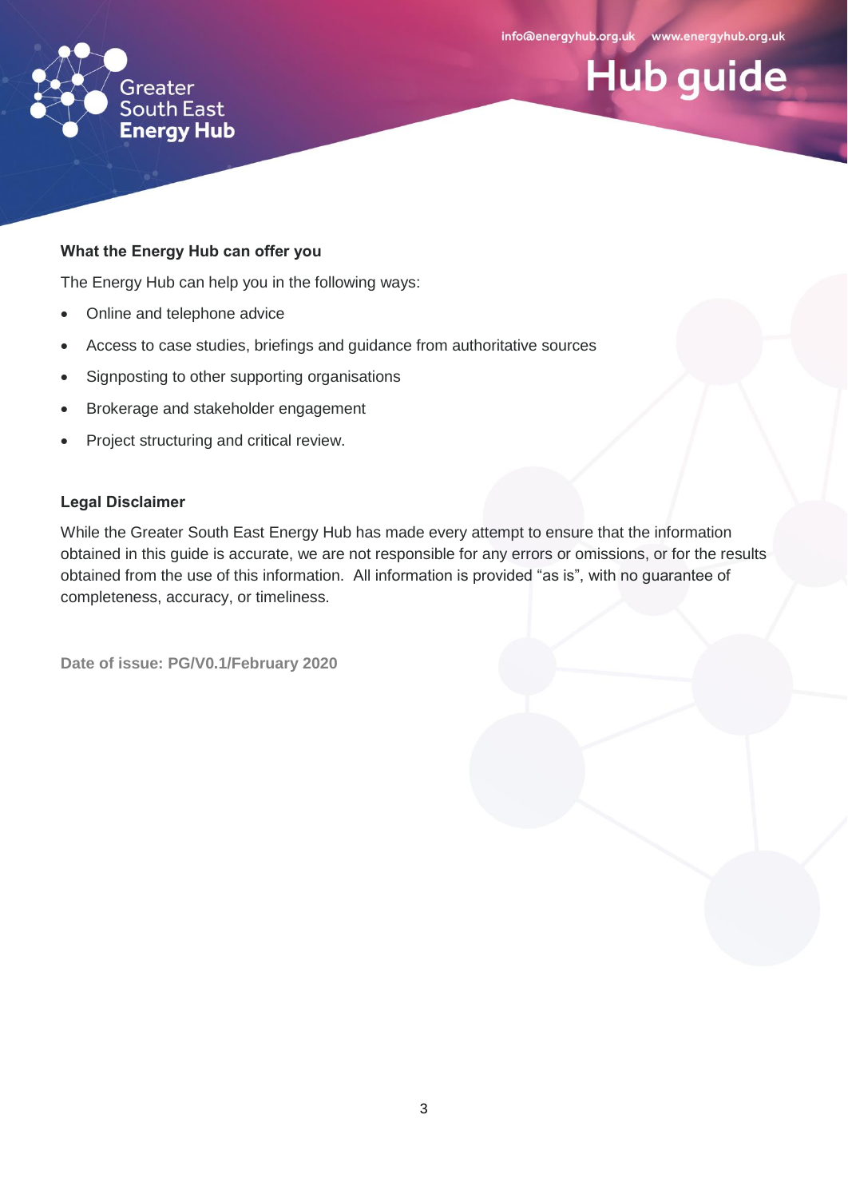**What the Energy Hub can offer you**

The Energy Hub can help you in the following ways:

- Online and telephone advice
- Access to case studies, briefings and guidance from authoritative sources
- Signposting to other supporting organisations
- Brokerage and stakeholder engagement
- Project structuring and critical review.

**Legal Disclaimer**

While the Greater South East Energy Hub has made every attempt to ensure that the information obtained in this guide is accurate, we are not responsible for any errors or omissions, or for the results obtained from the use of this information. All information is provided "as is", with no guarantee of completeness, accuracy, or timeliness.

**Date of issue: PG/V0.1/February 2020**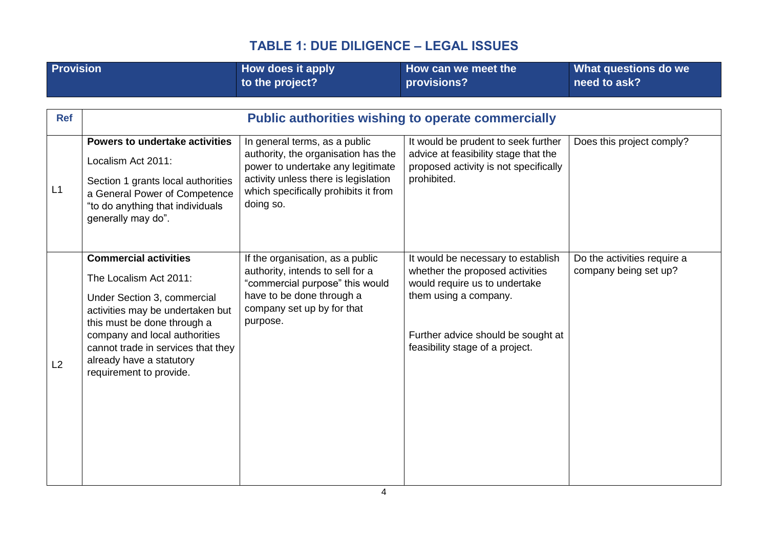## TABLE 1: DUE DILIGENCE – LEGAL ISSUES

| Ref | Provision | How does it apply to the project? | How can we meet the provisions? | What questions do we need to ask? |
|---|---|---|---|---|
| | **Public authorities wishing to operate commercially** | | | |
| L1 | **Powers to undertake activities**<br><br>Localism Act 2011:<br><br>Section 1 grants local authorities a General Power of Competence "to do anything that individuals generally may do". | In general terms, as a public authority, the organisation has the power to undertake any legitimate activity unless there is legislation which specifically prohibits it from doing so. | It would be prudent to seek further advice at feasibility stage that the proposed activity is not specifically prohibited. | Does this project comply? |
| L2 | **Commercial activities**<br><br>The Localism Act 2011:<br><br>Under Section 3, commercial activities may be undertaken but this must be done through a company and local authorities cannot trade in services that they already have a statutory requirement to provide. | If the organisation, as a public authority, intends to sell for a "commercial purpose" this would have to be done through a company set up by for that purpose. | It would be necessary to establish whether the proposed activities would require us to undertake them using a company.<br><br>Further advice should be sought at feasibility stage of a project. | Do the activities require a company being set up? |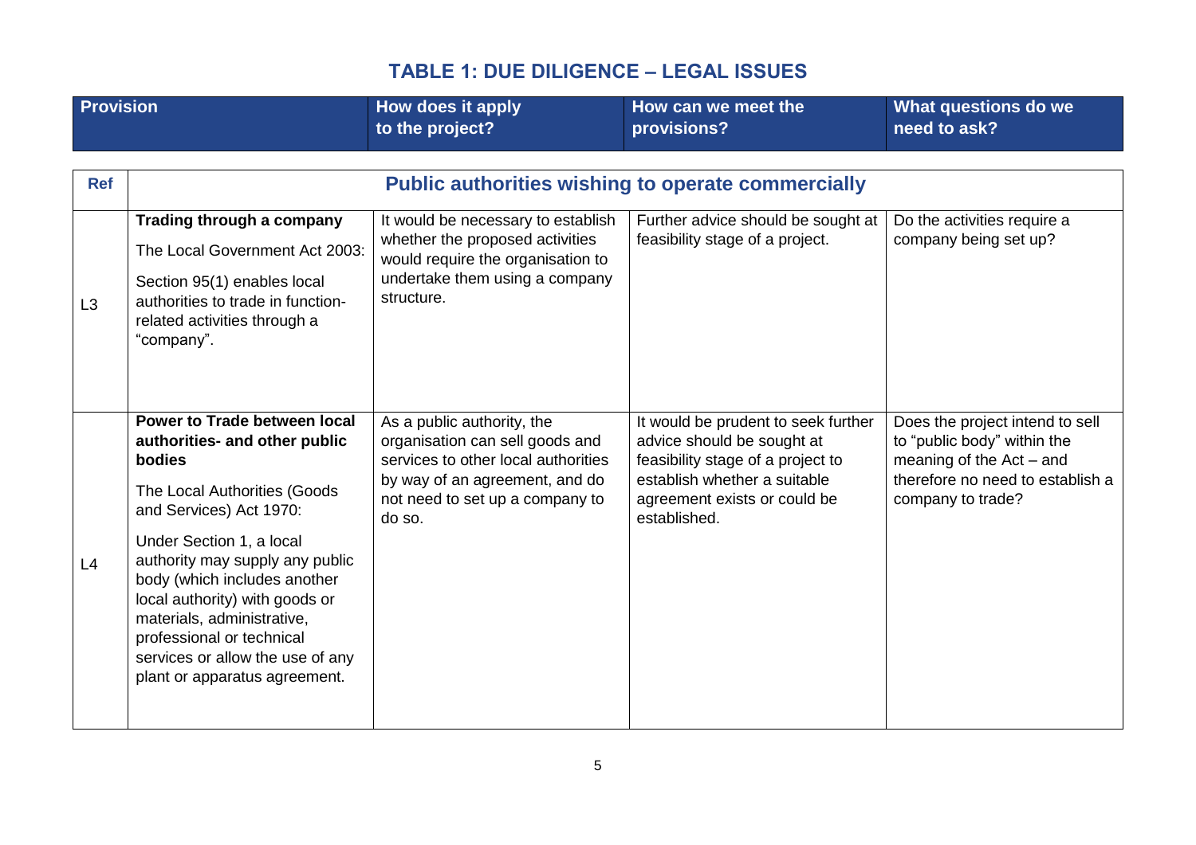## TABLE 1: DUE DILIGENCE – LEGAL ISSUES

| Ref | Provision | How does it apply to the project? | How can we meet the provisions? | What questions do we need to ask? |
|---|---|---|---|---|
| | **Public authorities wishing to operate commercially** | | | |
| L3 | **Trading through a company**<br><br>The Local Government Act 2003:<br><br>Section 95(1) enables local authorities to trade in function-related activities through a "company". | It would be necessary to establish whether the proposed activities would require the organisation to undertake them using a company structure. | Further advice should be sought at feasibility stage of a project. | Do the activities require a company being set up? |
| L4 | **Power to Trade between local authorities- and other public bodies**<br><br>The Local Authorities (Goods and Services) Act 1970:<br><br>Under Section 1, a local authority may supply any public body (which includes another local authority) with goods or materials, administrative, professional or technical services or allow the use of any plant or apparatus agreement. | As a public authority, the organisation can sell goods and services to other local authorities by way of an agreement, and do not need to set up a company to do so. | It would be prudent to seek further advice should be sought at feasibility stage of a project to establish whether a suitable agreement exists or could be established. | Does the project intend to sell to "public body" within the meaning of the Act – and therefore no need to establish a company to trade? |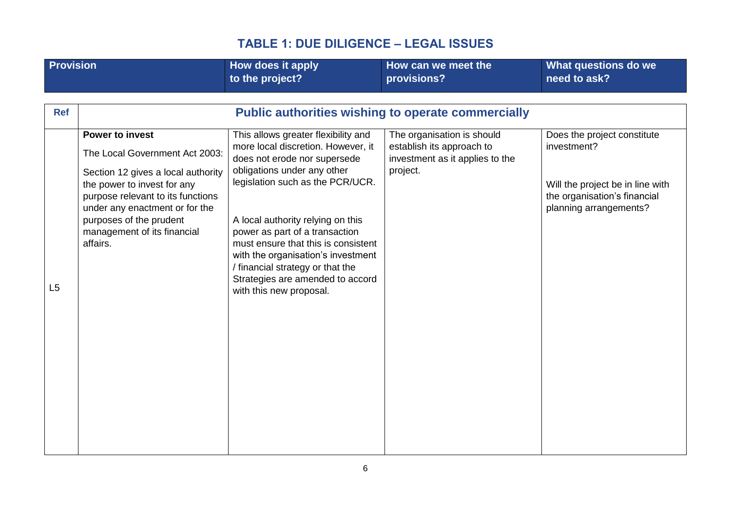## TABLE 1: DUE DILIGENCE – LEGAL ISSUES

| Ref | Provision | How does it apply to the project? | How can we meet the provisions? | What questions do we need to ask? |
|---|---|---|---|---|
| | **Public authorities wishing to operate commercially** | | | |
| L5 | **Power to invest**<br><br>The Local Government Act 2003:<br><br>Section 12 gives a local authority the power to invest for any purpose relevant to its functions under any enactment or for the purposes of the prudent management of its financial affairs. | This allows greater flexibility and more local discretion. However, it does not erode nor supersede obligations under any other legislation such as the PCR/UCR.<br><br>A local authority relying on this power as part of a transaction must ensure that this is consistent with the organisation's investment / financial strategy or that the Strategies are amended to accord with this new proposal. | The organisation is should establish its approach to investment as it applies to the project. | Does the project constitute investment?<br><br>Will the project be in line with the organisation's financial planning arrangements? |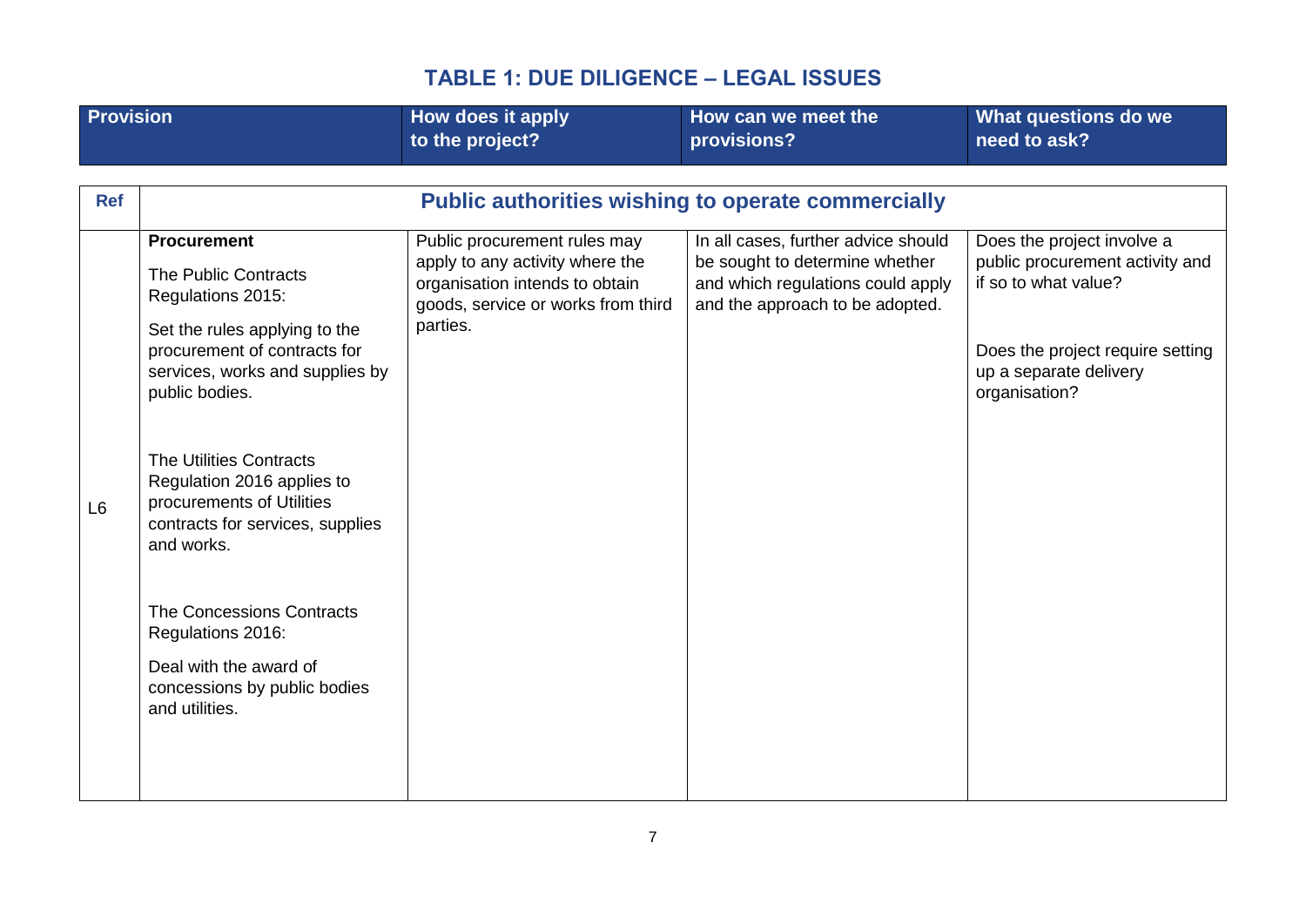## TABLE 1: DUE DILIGENCE – LEGAL ISSUES

| Ref | Provision | How does it apply to the project? | How can we meet the provisions? | What questions do we need to ask? |
|---|---|---|---|---|
| | **Public authorities wishing to operate commercially** | | | |
| L6 | **Procurement**<br><br>The Public Contracts Regulations 2015:<br><br>Set the rules applying to the procurement of contracts for services, works and supplies by public bodies.<br><br>The Utilities Contracts Regulation 2016 applies to procurements of Utilities contracts for services, supplies and works.<br><br>The Concessions Contracts Regulations 2016:<br><br>Deal with the award of concessions by public bodies and utilities. | Public procurement rules may apply to any activity where the organisation intends to obtain goods, service or works from third parties. | In all cases, further advice should be sought to determine whether and which regulations could apply and the approach to be adopted. | Does the project involve a public procurement activity and if so to what value?<br><br>Does the project require setting up a separate delivery organisation? |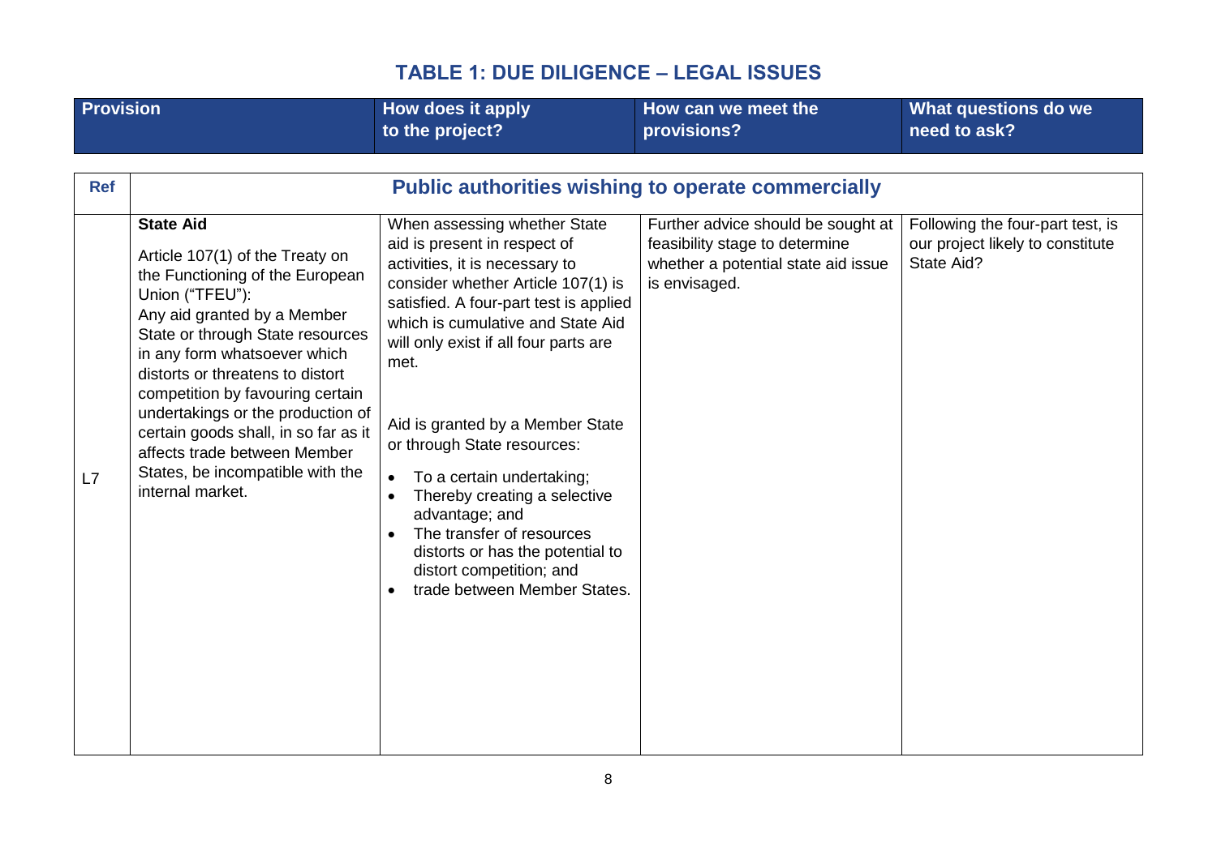## TABLE 1: DUE DILIGENCE – LEGAL ISSUES

| Ref | Provision | How does it apply to the project? | How can we meet the provisions? | What questions do we need to ask? |
|---|---|---|---|---|
| | **Public authorities wishing to operate commercially** | | | |
| L7 | **State Aid**<br><br>Article 107(1) of the Treaty on the Functioning of the European Union ("TFEU"):<br>Any aid granted by a Member State or through State resources in any form whatsoever which distorts or threatens to distort competition by favouring certain undertakings or the production of certain goods shall, in so far as it affects trade between Member States, be incompatible with the internal market. | When assessing whether State aid is present in respect of activities, it is necessary to consider whether Article 107(1) is satisfied. A four-part test is applied which is cumulative and State Aid will only exist if all four parts are met.<br><br>Aid is granted by a Member State or through State resources:<br><br>• To a certain undertaking;<br>• Thereby creating a selective advantage; and<br>• The transfer of resources distorts or has the potential to distort competition; and<br>• trade between Member States. | Further advice should be sought at feasibility stage to determine whether a potential state aid issue is envisaged. | Following the four-part test, is our project likely to constitute State Aid? |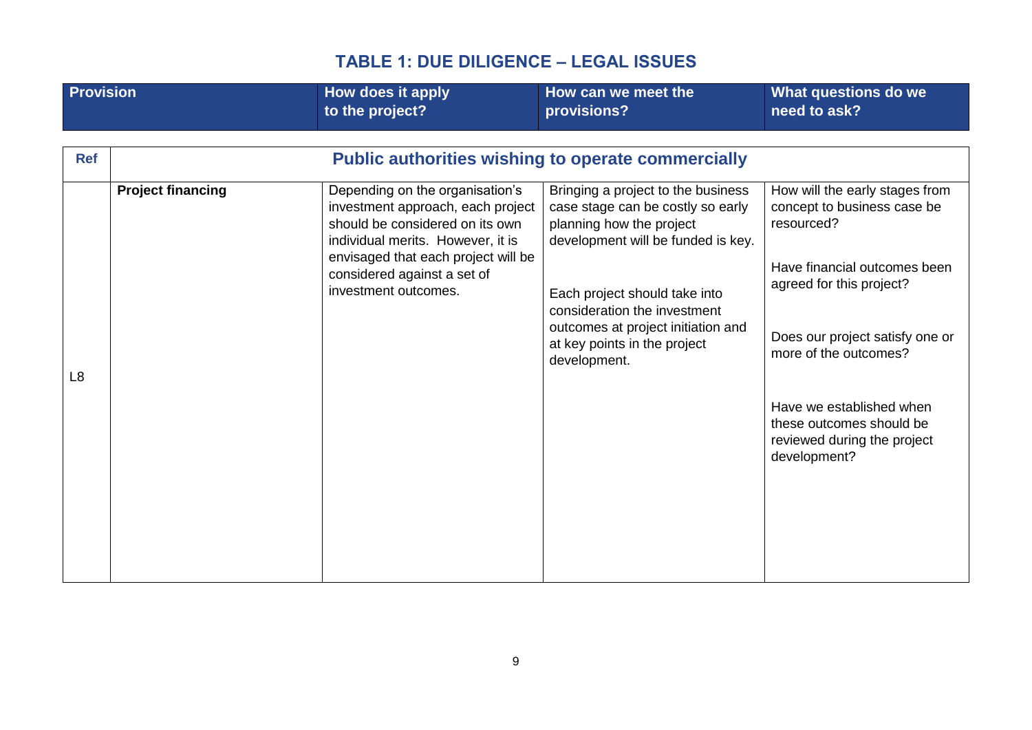# TABLE 1: DUE DILIGENCE – LEGAL ISSUES

| Ref | Provision | How does it apply to the project? | How can we meet the provisions? | What questions do we need to ask? |
|---|---|---|---|---|
| | **Public authorities wishing to operate commercially** | | | |
| L8 | **Project financing** | Depending on the organisation's investment approach, each project should be considered on its own individual merits. However, it is envisaged that each project will be considered against a set of investment outcomes. | Bringing a project to the business case stage can be costly so early planning how the project development will be funded is key.<br><br>Each project should take into consideration the investment outcomes at project initiation and at key points in the project development. | How will the early stages from concept to business case be resourced?<br><br>Have financial outcomes been agreed for this project?<br><br>Does our project satisfy one or more of the outcomes?<br><br>Have we established when these outcomes should be reviewed during the project development? |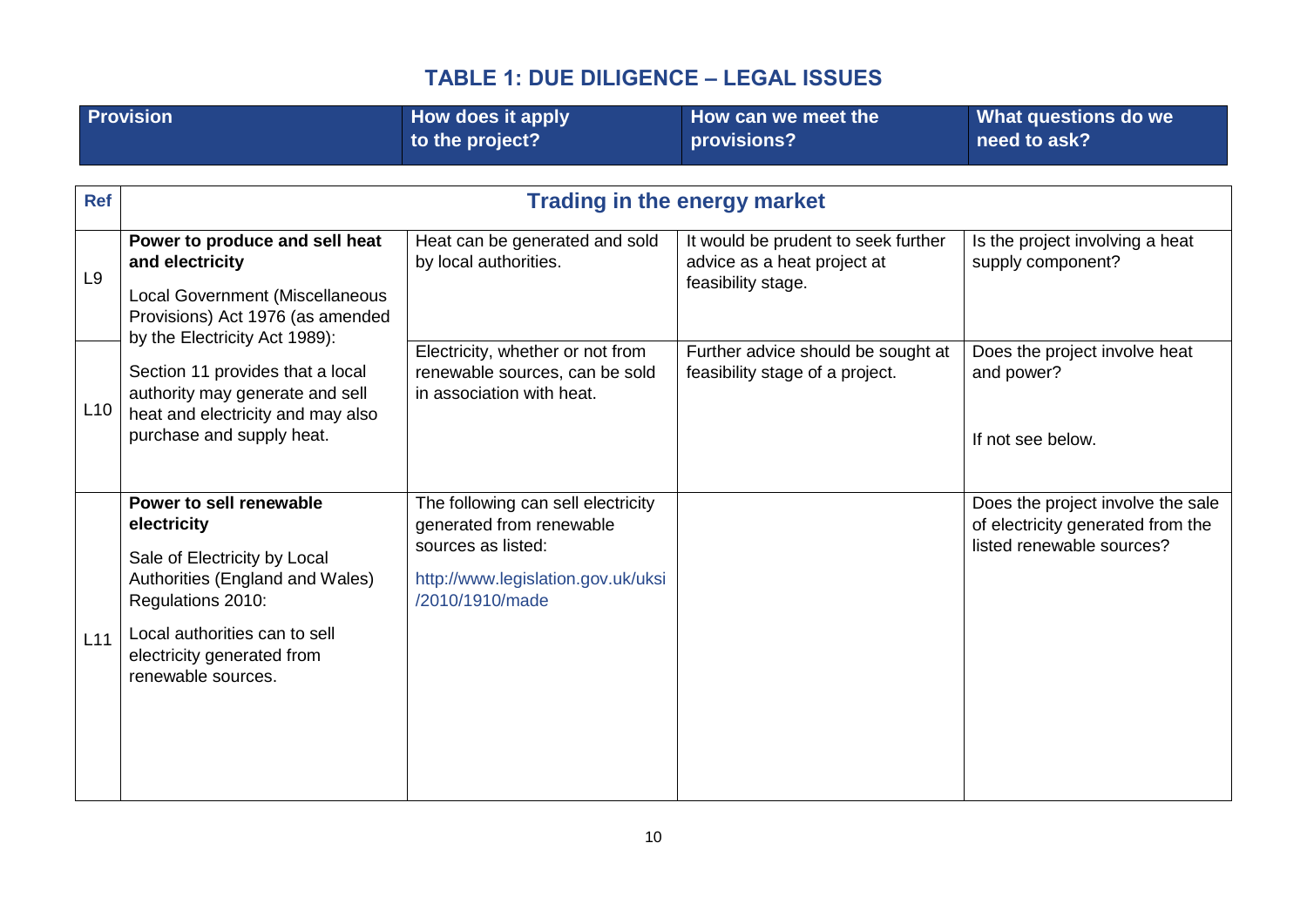## TABLE 1: DUE DILIGENCE – LEGAL ISSUES

| Ref | Provision | How does it apply to the project? | How can we meet the provisions? | What questions do we need to ask? |
|---|---|---|---|---|
| | **Trading in the energy market** | | | |
| L9 | **Power to produce and sell heat and electricity**<br><br>Local Government (Miscellaneous Provisions) Act 1976 (as amended by the Electricity Act 1989):<br><br>Section 11 provides that a local authority may generate and sell heat and electricity and may also purchase and supply heat. | Heat can be generated and sold by local authorities. | It would be prudent to seek further advice as a heat project at feasibility stage. | Is the project involving a heat supply component? |
| L10 | | Electricity, whether or not from renewable sources, can be sold in association with heat. | Further advice should be sought at feasibility stage of a project. | Does the project involve heat and power?<br><br>If not see below. |
| L11 | **Power to sell renewable electricity**<br><br>Sale of Electricity by Local Authorities (England and Wales) Regulations 2010:<br><br>Local authorities can to sell electricity generated from renewable sources. | The following can sell electricity generated from renewable sources as listed:<br><br>http://www.legislation.gov.uk/uksi/2010/1910/made | | Does the project involve the sale of electricity generated from the listed renewable sources? |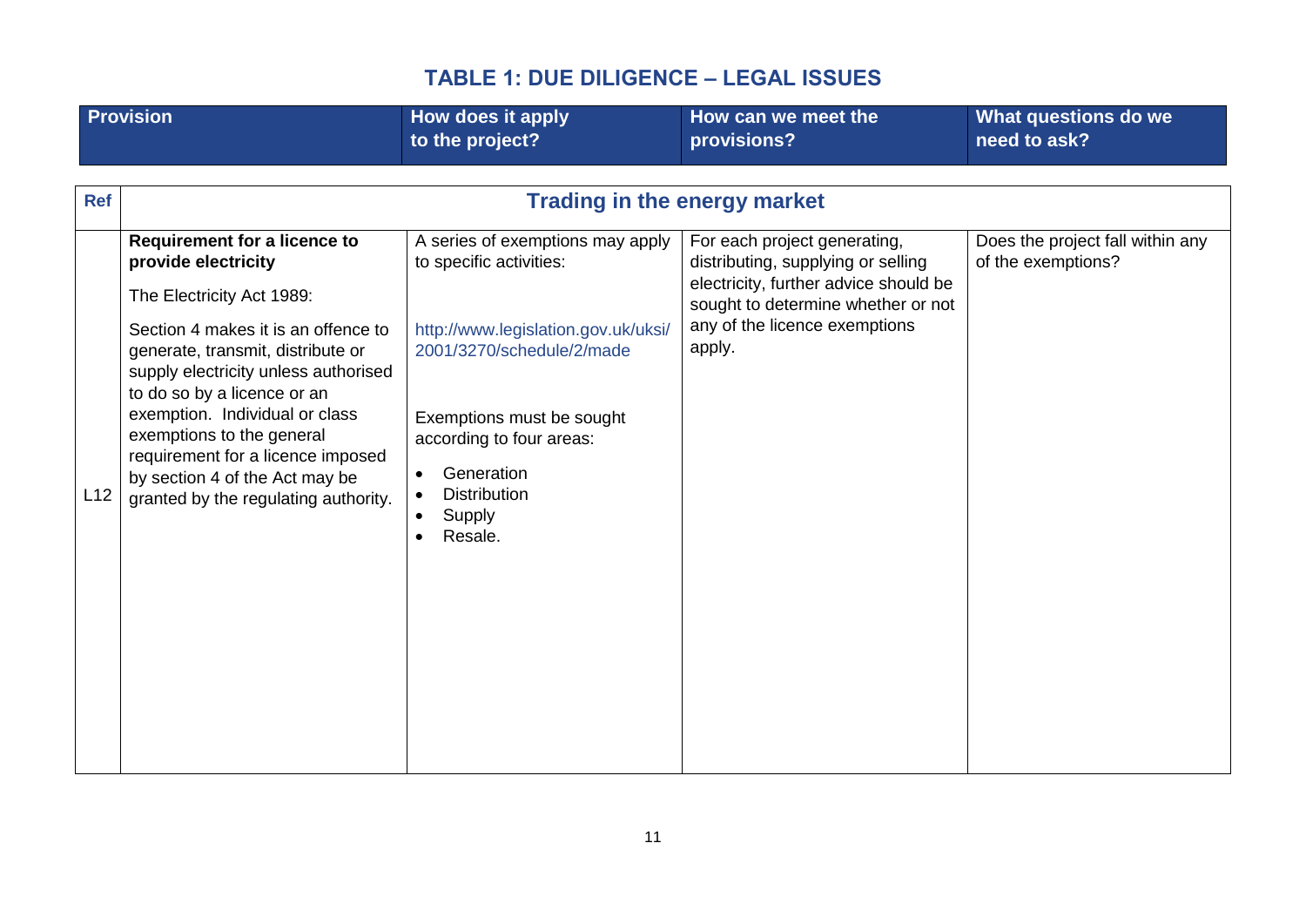## TABLE 1: DUE DILIGENCE – LEGAL ISSUES

| Ref | Provision | How does it apply to the project? | How can we meet the provisions? | What questions do we need to ask? |
|---|---|---|---|---|
| | **Trading in the energy market** | | | |
| L12 | **Requirement for a licence to provide electricity**<br><br>The Electricity Act 1989:<br><br>Section 4 makes it is an offence to generate, transmit, distribute or supply electricity unless authorised to do so by a licence or an exemption. Individual or class exemptions to the general requirement for a licence imposed by section 4 of the Act may be granted by the regulating authority. | A series of exemptions may apply to specific activities:<br><br>http://www.legislation.gov.uk/uksi/2001/3270/schedule/2/made<br><br>Exemptions must be sought according to four areas:<br><br>• Generation<br>• Distribution<br>• Supply<br>• Resale. | For each project generating, distributing, supplying or selling electricity, further advice should be sought to determine whether or not any of the licence exemptions apply. | Does the project fall within any of the exemptions? |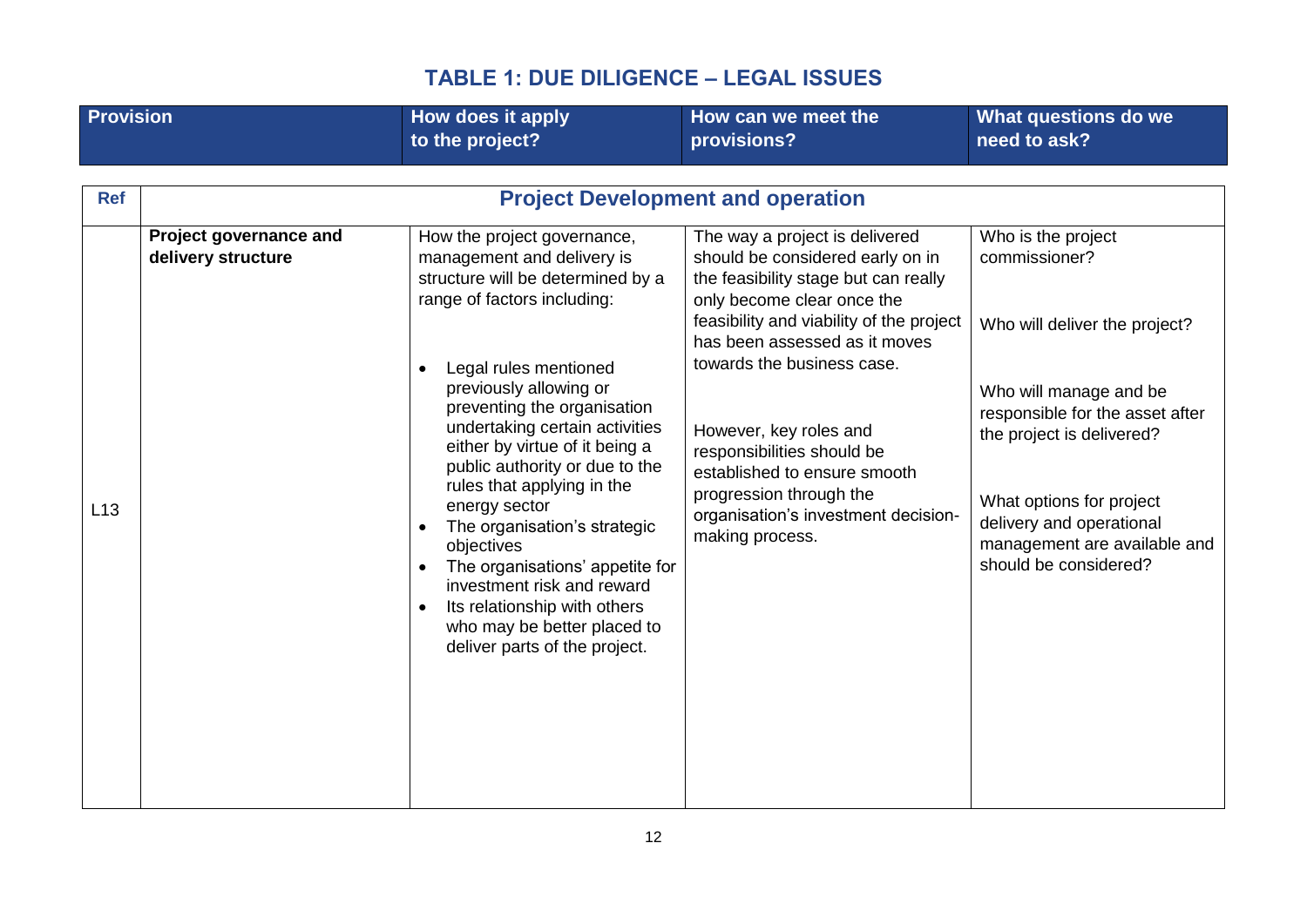## TABLE 1: DUE DILIGENCE – LEGAL ISSUES

| Ref | Provision | How does it apply to the project? | How can we meet the provisions? | What questions do we need to ask? |
|---|---|---|---|---|
| | **Project Development and operation** | | | |
| L13 | **Project governance and delivery structure** | How the project governance, management and delivery is structure will be determined by a range of factors including:<br><br>• Legal rules mentioned previously allowing or preventing the organisation undertaking certain activities either by virtue of it being a public authority or due to the rules that applying in the energy sector<br>• The organisation's strategic objectives<br>• The organisations' appetite for investment risk and reward<br>• Its relationship with others who may be better placed to deliver parts of the project. | The way a project is delivered should be considered early on in the feasibility stage but can really only become clear once the feasibility and viability of the project has been assessed as it moves towards the business case.<br><br>However, key roles and responsibilities should be established to ensure smooth progression through the organisation's investment decision-making process. | Who is the project commissioner?<br><br>Who will deliver the project?<br><br>Who will manage and be responsible for the asset after the project is delivered?<br><br>What options for project delivery and operational management are available and should be considered? |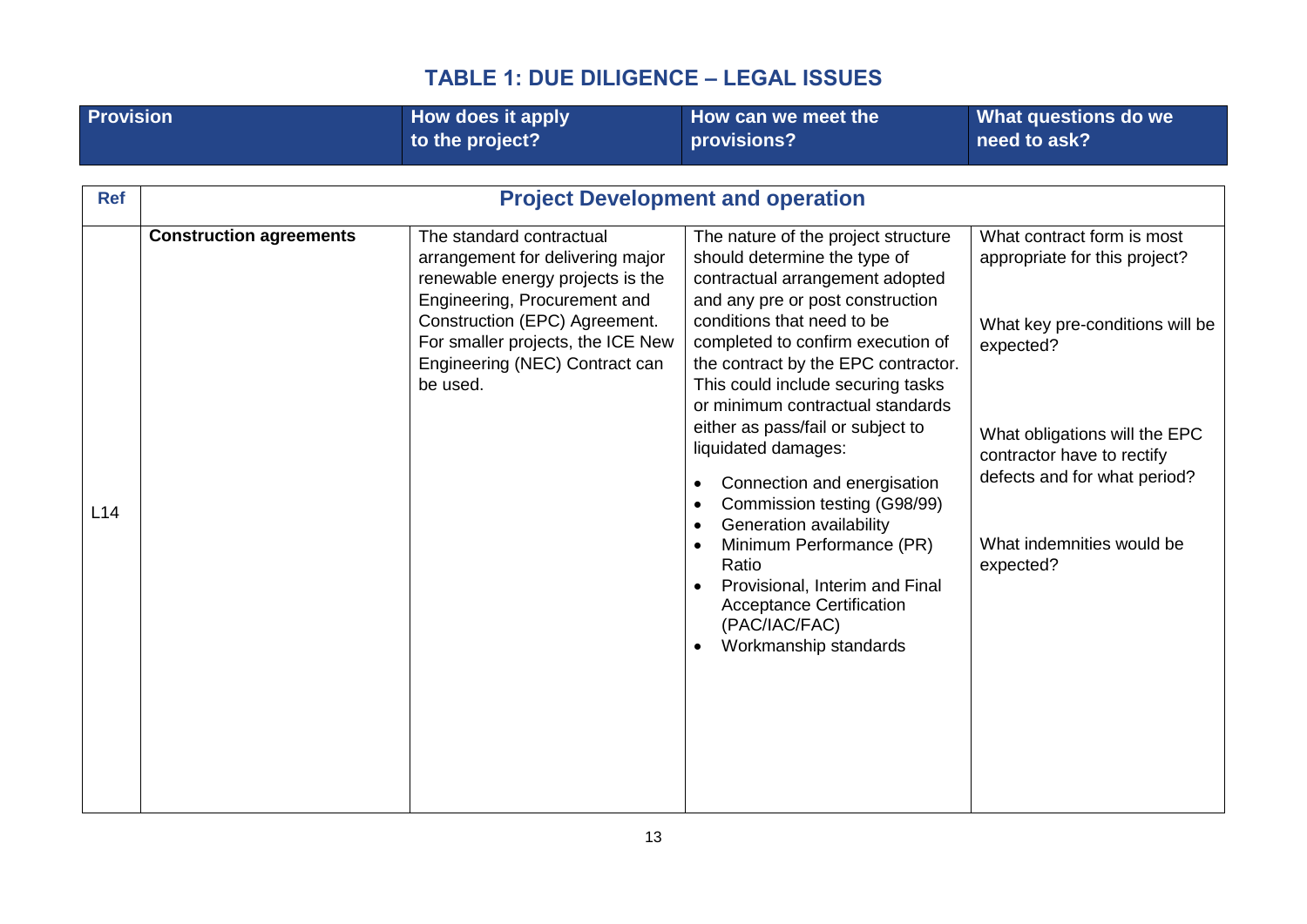## TABLE 1: DUE DILIGENCE – LEGAL ISSUES

| Ref | Provision | How does it apply to the project? | How can we meet the provisions? | What questions do we need to ask? |
|---|---|---|---|---|
| | **Project Development and operation** | | | |
| L14 | **Construction agreements** | The standard contractual arrangement for delivering major renewable energy projects is the Engineering, Procurement and Construction (EPC) Agreement. For smaller projects, the ICE New Engineering (NEC) Contract can be used. | The nature of the project structure should determine the type of contractual arrangement adopted and any pre or post construction conditions that need to be completed to confirm execution of the contract by the EPC contractor. This could include securing tasks or minimum contractual standards either as pass/fail or subject to liquidated damages:<br>• Connection and energisation<br>• Commission testing (G98/99)<br>• Generation availability<br>• Minimum Performance (PR) Ratio<br>• Provisional, Interim and Final Acceptance Certification (PAC/IAC/FAC)<br>• Workmanship standards | What contract form is most appropriate for this project?<br><br>What key pre-conditions will be expected?<br><br>What obligations will the EPC contractor have to rectify defects and for what period?<br><br>What indemnities would be expected? |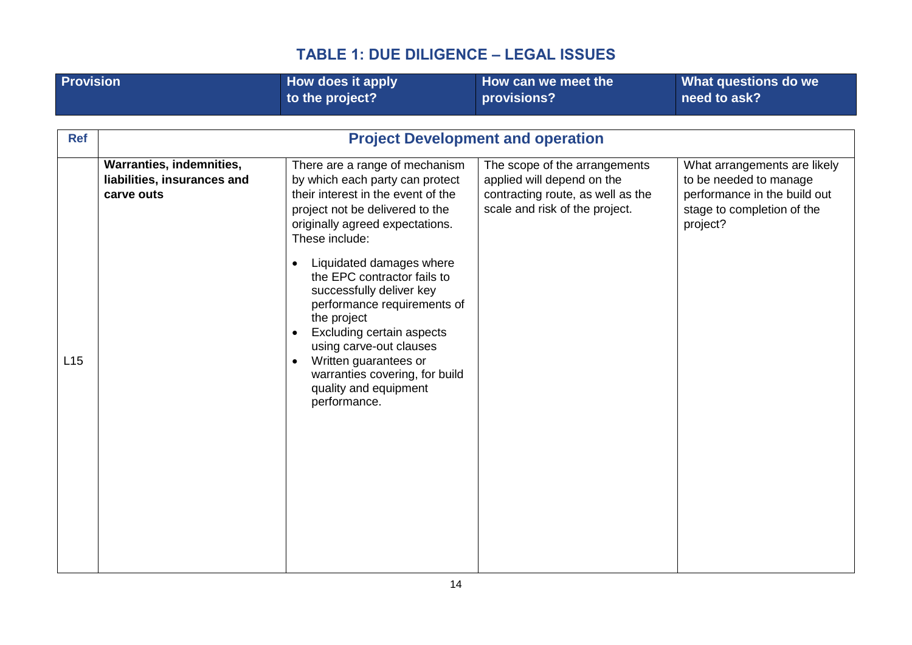## TABLE 1: DUE DILIGENCE – LEGAL ISSUES

| Ref | Provision | How does it apply to the project? | How can we meet the provisions? | What questions do we need to ask? |
|---|---|---|---|---|
| | **Project Development and operation** | | | |
| L15 | **Warranties, indemnities, liabilities, insurances and carve outs** | There are a range of mechanism by which each party can protect their interest in the event of the project not be delivered to the originally agreed expectations. These include:<br>• Liquidated damages where the EPC contractor fails to successfully deliver key performance requirements of the project<br>• Excluding certain aspects using carve-out clauses<br>• Written guarantees or warranties covering, for build quality and equipment performance. | The scope of the arrangements applied will depend on the contracting route, as well as the scale and risk of the project. | What arrangements are likely to be needed to manage performance in the build out stage to completion of the project? |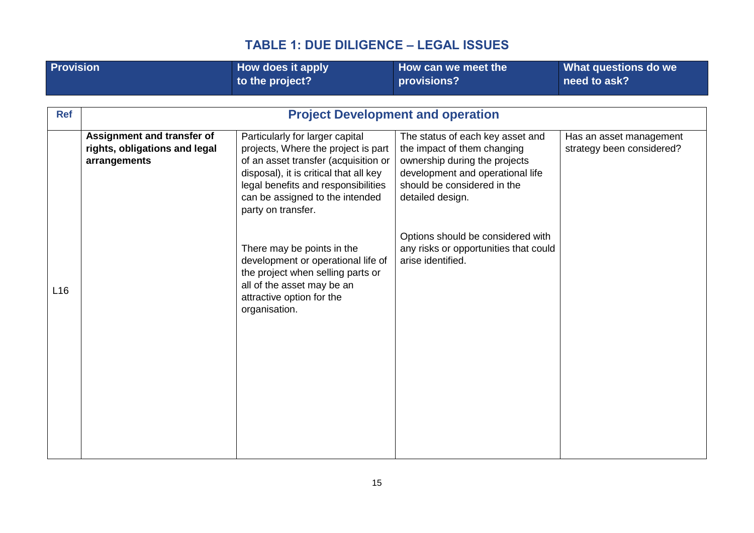## TABLE 1: DUE DILIGENCE – LEGAL ISSUES

| Ref | Provision | How does it apply to the project? | How can we meet the provisions? | What questions do we need to ask? |
|---|---|---|---|---|
| | **Project Development and operation** | | | |
| L16 | **Assignment and transfer of rights, obligations and legal arrangements** | Particularly for larger capital projects, Where the project is part of an asset transfer (acquisition or disposal), it is critical that all key legal benefits and responsibilities can be assigned to the intended party on transfer.<br><br>There may be points in the development or operational life of the project when selling parts or all of the asset may be an attractive option for the organisation. | The status of each key asset and the impact of them changing ownership during the projects development and operational life should be considered in the detailed design.<br><br>Options should be considered with any risks or opportunities that could arise identified. | Has an asset management strategy been considered? |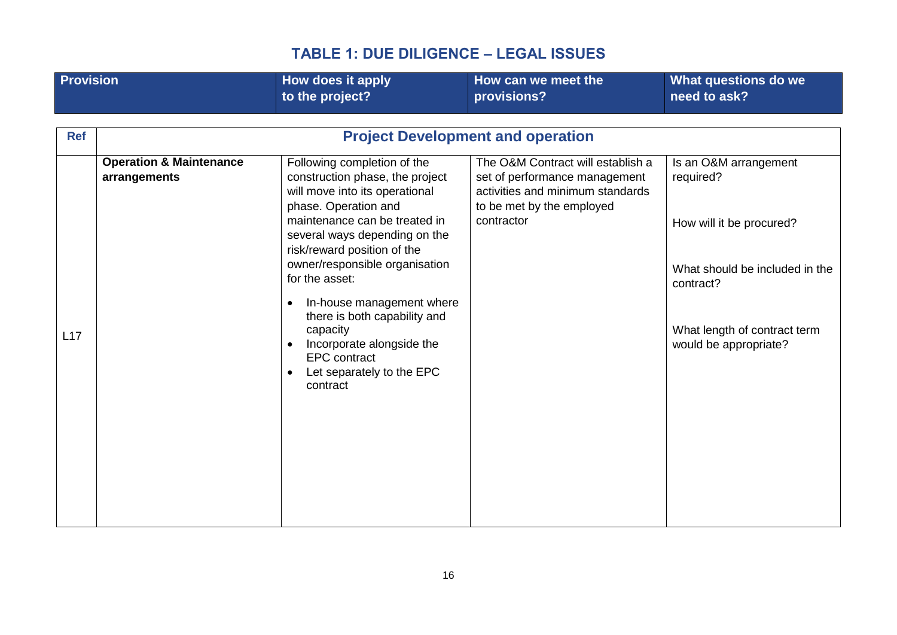# TABLE 1: DUE DILIGENCE – LEGAL ISSUES

| Ref | Provision | How does it apply to the project? | How can we meet the provisions? | What questions do we need to ask? |
|---|---|---|---|---|
| | **Project Development and operation** | | | |
| L17 | **Operation & Maintenance arrangements** | Following completion of the construction phase, the project will move into its operational phase. Operation and maintenance can be treated in several ways depending on the risk/reward position of the owner/responsible organisation for the asset:<br>• In-house management where there is both capability and capacity<br>• Incorporate alongside the EPC contract<br>• Let separately to the EPC contract | The O&M Contract will establish a set of performance management activities and minimum standards to be met by the employed contractor | Is an O&M arrangement required?<br><br>How will it be procured?<br><br>What should be included in the contract?<br><br>What length of contract term would be appropriate? |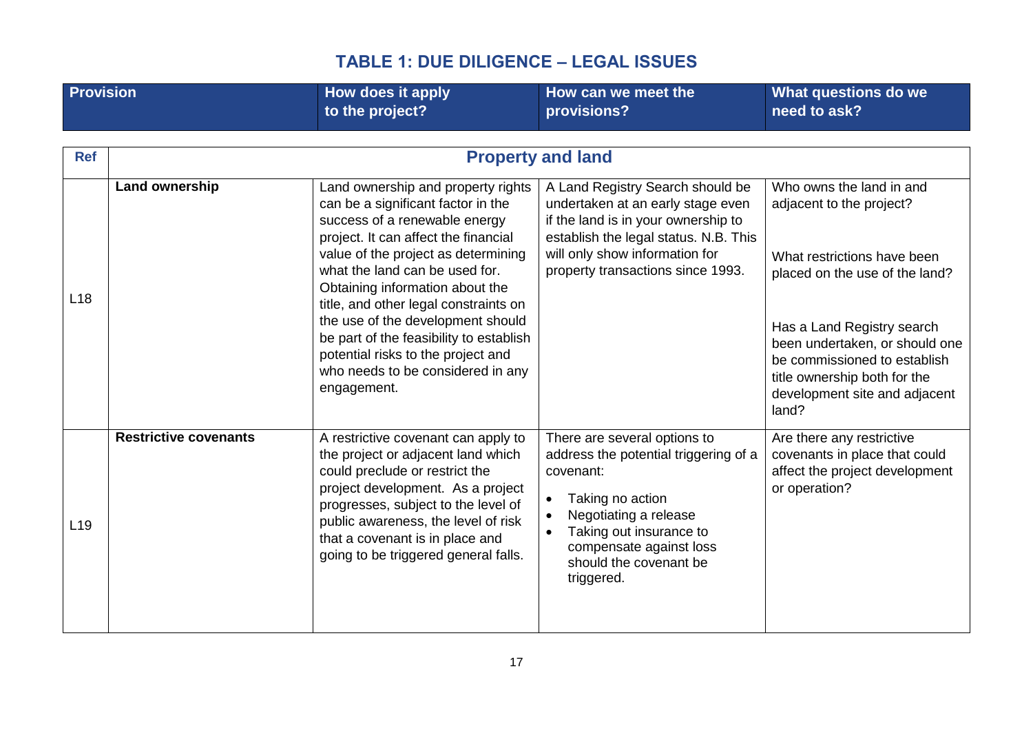## TABLE 1: DUE DILIGENCE – LEGAL ISSUES

| Ref | Provision | How does it apply to the project? | How can we meet the provisions? | What questions do we need to ask? |
|---|---|---|---|---|
| | **Property and land** | | | |
| L18 | **Land ownership** | Land ownership and property rights can be a significant factor in the success of a renewable energy project. It can affect the financial value of the project as determining what the land can be used for. Obtaining information about the title, and other legal constraints on the use of the development should be part of the feasibility to establish potential risks to the project and who needs to be considered in any engagement. | A Land Registry Search should be undertaken at an early stage even if the land is in your ownership to establish the legal status. N.B. This will only show information for property transactions since 1993. | Who owns the land in and adjacent to the project?<br><br>What restrictions have been placed on the use of the land?<br><br>Has a Land Registry search been undertaken, or should one be commissioned to establish title ownership both for the development site and adjacent land? |
| L19 | **Restrictive covenants** | A restrictive covenant can apply to the project or adjacent land which could preclude or restrict the project development. As a project progresses, subject to the level of public awareness, the level of risk that a covenant is in place and going to be triggered general falls. | There are several options to address the potential triggering of a covenant:<br>• Taking no action<br>• Negotiating a release<br>• Taking out insurance to compensate against loss should the covenant be triggered. | Are there any restrictive covenants in place that could affect the project development or operation? |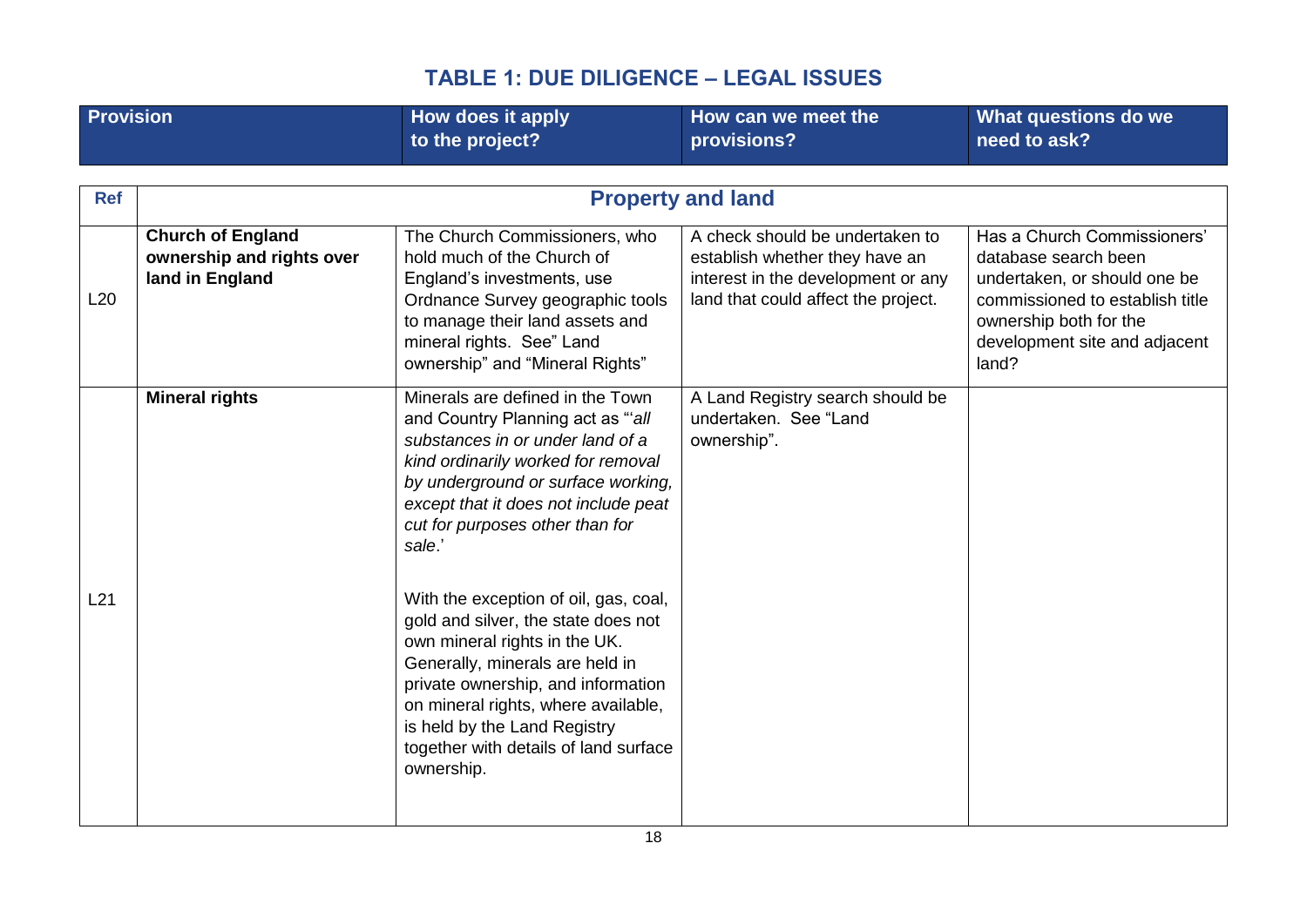## TABLE 1: DUE DILIGENCE – LEGAL ISSUES

| Ref | Provision | How does it apply to the project? | How can we meet the provisions? | What questions do we need to ask? |
|---|---|---|---|---|
| | **Property and land** | | | |
| L20 | **Church of England ownership and rights over land in England** | The Church Commissioners, who hold much of the Church of England's investments, use Ordnance Survey geographic tools to manage their land assets and mineral rights. See" Land ownership" and "Mineral Rights" | A check should be undertaken to establish whether they have an interest in the development or any land that could affect the project. | Has a Church Commissioners' database search been undertaken, or should one be commissioned to establish title ownership both for the development site and adjacent land? |
| L21 | **Mineral rights** | Minerals are defined in the Town and Country Planning act as "'*all substances in or under land of a kind ordinarily worked for removal by underground or surface working, except that it does not include peat cut for purposes other than for sale*.'<br><br>With the exception of oil, gas, coal, gold and silver, the state does not own mineral rights in the UK. Generally, minerals are held in private ownership, and information on mineral rights, where available, is held by the Land Registry together with details of land surface ownership. | A Land Registry search should be undertaken. See "Land ownership". | |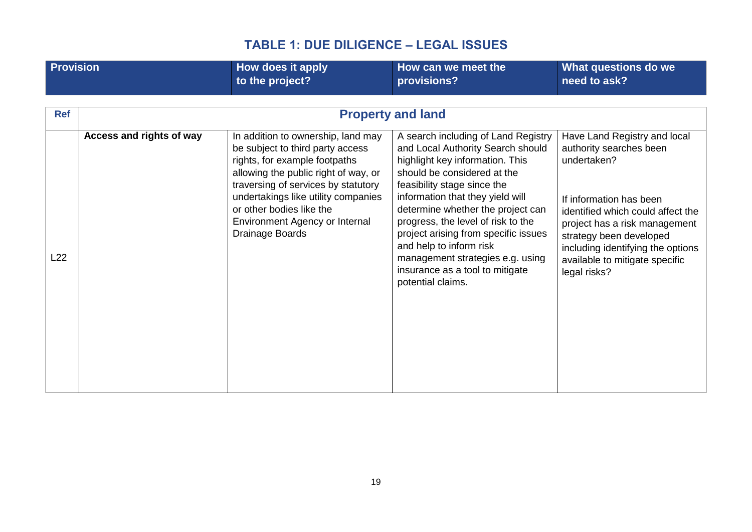## TABLE 1: DUE DILIGENCE – LEGAL ISSUES

| Ref | Provision | How does it apply to the project? | How can we meet the provisions? | What questions do we need to ask? |
|---|---|---|---|---|
| | **Property and land** | | | |
| L22 | **Access and rights of way** | In addition to ownership, land may be subject to third party access rights, for example footpaths allowing the public right of way, or traversing of services by statutory undertakings like utility companies or other bodies like the Environment Agency or Internal Drainage Boards | A search including of Land Registry and Local Authority Search should highlight key information. This should be considered at the feasibility stage since the information that they yield will determine whether the project can progress, the level of risk to the project arising from specific issues and help to inform risk management strategies e.g. using insurance as a tool to mitigate potential claims. | Have Land Registry and local authority searches been undertaken?<br><br>If information has been identified which could affect the project has a risk management strategy been developed including identifying the options available to mitigate specific legal risks? |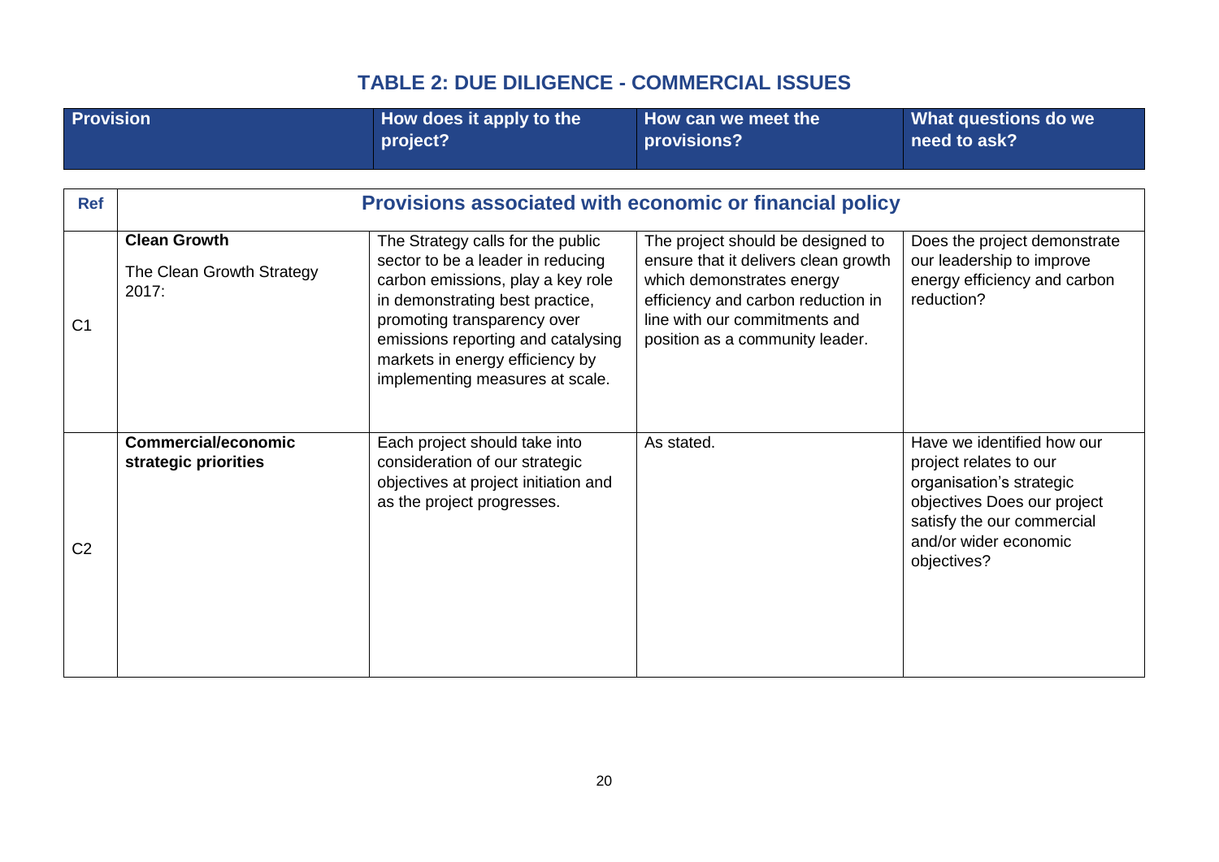## TABLE 2: DUE DILIGENCE - COMMERCIAL ISSUES

| Ref | Provision | How does it apply to the project? | How can we meet the provisions? | What questions do we need to ask? |
|---|---|---|---|---|
| | **Provisions associated with economic or financial policy** | | | |
| C1 | **Clean Growth**<br><br>The Clean Growth Strategy 2017: | The Strategy calls for the public sector to be a leader in reducing carbon emissions, play a key role in demonstrating best practice, promoting transparency over emissions reporting and catalysing markets in energy efficiency by implementing measures at scale. | The project should be designed to ensure that it delivers clean growth which demonstrates energy efficiency and carbon reduction in line with our commitments and position as a community leader. | Does the project demonstrate our leadership to improve energy efficiency and carbon reduction? |
| C2 | **Commercial/economic strategic priorities** | Each project should take into consideration of our strategic objectives at project initiation and as the project progresses. | As stated. | Have we identified how our project relates to our organisation's strategic objectives Does our project satisfy the our commercial and/or wider economic objectives? |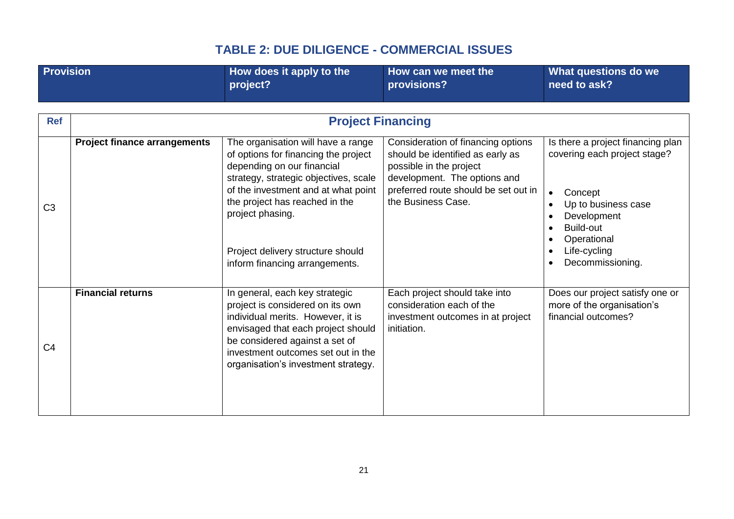## TABLE 2: DUE DILIGENCE - COMMERCIAL ISSUES

| Ref | Provision | How does it apply to the project? | How can we meet the provisions? | What questions do we need to ask? |
|---|---|---|---|---|
| | **Project Financing** | | | |
| C3 | **Project finance arrangements** | The organisation will have a range of options for financing the project depending on our financial strategy, strategic objectives, scale of the investment and at what point the project has reached in the project phasing.<br><br>Project delivery structure should inform financing arrangements. | Consideration of financing options should be identified as early as possible in the project development. The options and preferred route should be set out in the Business Case. | Is there a project financing plan covering each project stage?<br><br>• Concept<br>• Up to business case<br>• Development<br>• Build-out<br>• Operational<br>• Life-cycling<br>• Decommissioning. |
| C4 | **Financial returns** | In general, each key strategic project is considered on its own individual merits. However, it is envisaged that each project should be considered against a set of investment outcomes set out in the organisation's investment strategy. | Each project should take into consideration each of the investment outcomes in at project initiation. | Does our project satisfy one or more of the organisation's financial outcomes? |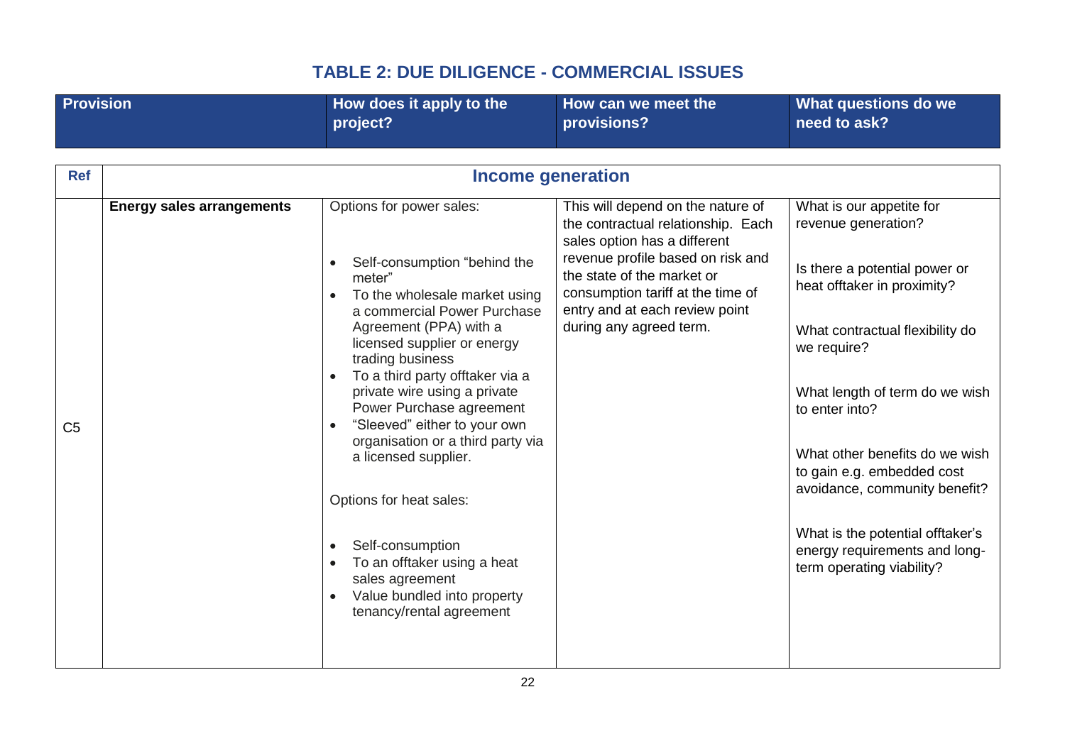## TABLE 2: DUE DILIGENCE - COMMERCIAL ISSUES

| Ref | Provision | How does it apply to the project? | How can we meet the provisions? | What questions do we need to ask? |
|---|---|---|---|---|
| | **Income generation** | | | |
| C5 | **Energy sales arrangements** | Options for power sales:<br><br>• Self-consumption "behind the meter"<br>• To the wholesale market using a commercial Power Purchase Agreement (PPA) with a licensed supplier or energy trading business<br>• To a third party offtaker via a private wire using a private Power Purchase agreement<br>• "Sleeved" either to your own organisation or a third party via a licensed supplier.<br><br>Options for heat sales:<br><br>• Self-consumption<br>• To an offtaker using a heat sales agreement<br>• Value bundled into property tenancy/rental agreement | This will depend on the nature of the contractual relationship. Each sales option has a different revenue profile based on risk and the state of the market or consumption tariff at the time of entry and at each review point during any agreed term. | What is our appetite for revenue generation?<br><br>Is there a potential power or heat offtaker in proximity?<br><br>What contractual flexibility do we require?<br><br>What length of term do we wish to enter into?<br><br>What other benefits do we wish to gain e.g. embedded cost avoidance, community benefit?<br><br>What is the potential offtaker's energy requirements and long-term operating viability? |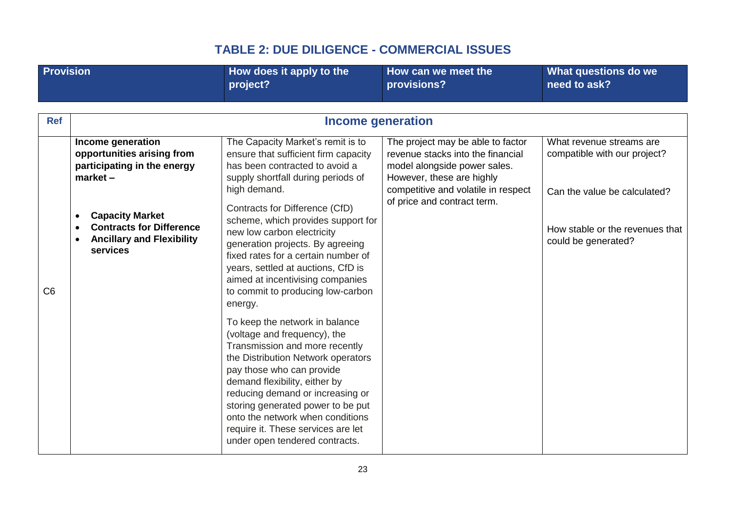## TABLE 2: DUE DILIGENCE - COMMERCIAL ISSUES

| Ref | Provision | How does it apply to the project? | How can we meet the provisions? | What questions do we need to ask? |
|---|---|---|---|---|
| | **Income generation** | | | |
| C6 | **Income generation opportunities arising from participating in the energy market –**<br><br>• **Capacity Market**<br>• **Contracts for Difference**<br>• **Ancillary and Flexibility services** | The Capacity Market's remit is to ensure that sufficient firm capacity has been contracted to avoid a supply shortfall during periods of high demand.<br><br>Contracts for Difference (CfD) scheme, which provides support for new low carbon electricity generation projects. By agreeing fixed rates for a certain number of years, settled at auctions, CfD is aimed at incentivising companies to commit to producing low-carbon energy.<br><br>To keep the network in balance (voltage and frequency), the Transmission and more recently the Distribution Network operators pay those who can provide demand flexibility, either by reducing demand or increasing or storing generated power to be put onto the network when conditions require it. These services are let under open tendered contracts. | The project may be able to factor revenue stacks into the financial model alongside power sales. However, these are highly competitive and volatile in respect of price and contract term. | What revenue streams are compatible with our project?<br><br>Can the value be calculated?<br><br>How stable or the revenues that could be generated? |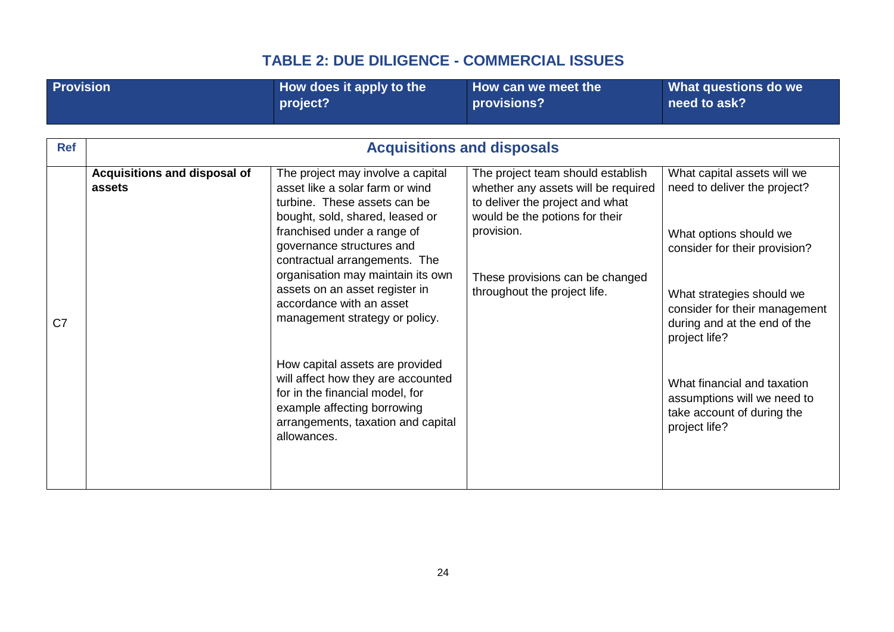## TABLE 2: DUE DILIGENCE - COMMERCIAL ISSUES

| Ref | Provision | How does it apply to the project? | How can we meet the provisions? | What questions do we need to ask? |
|---|---|---|---|---|
| | **Acquisitions and disposals** | | | |
| C7 | **Acquisitions and disposal of assets** | The project may involve a capital asset like a solar farm or wind turbine. These assets can be bought, sold, shared, leased or franchised under a range of governance structures and contractual arrangements. The organisation may maintain its own assets on an asset register in accordance with an asset management strategy or policy.<br><br>How capital assets are provided will affect how they are accounted for in the financial model, for example affecting borrowing arrangements, taxation and capital allowances. | The project team should establish whether any assets will be required to deliver the project and what would be the potions for their provision.<br><br>These provisions can be changed throughout the project life. | What capital assets will we need to deliver the project?<br><br>What options should we consider for their provision?<br><br>What strategies should we consider for their management during and at the end of the project life?<br><br>What financial and taxation assumptions will we need to take account of during the project life? |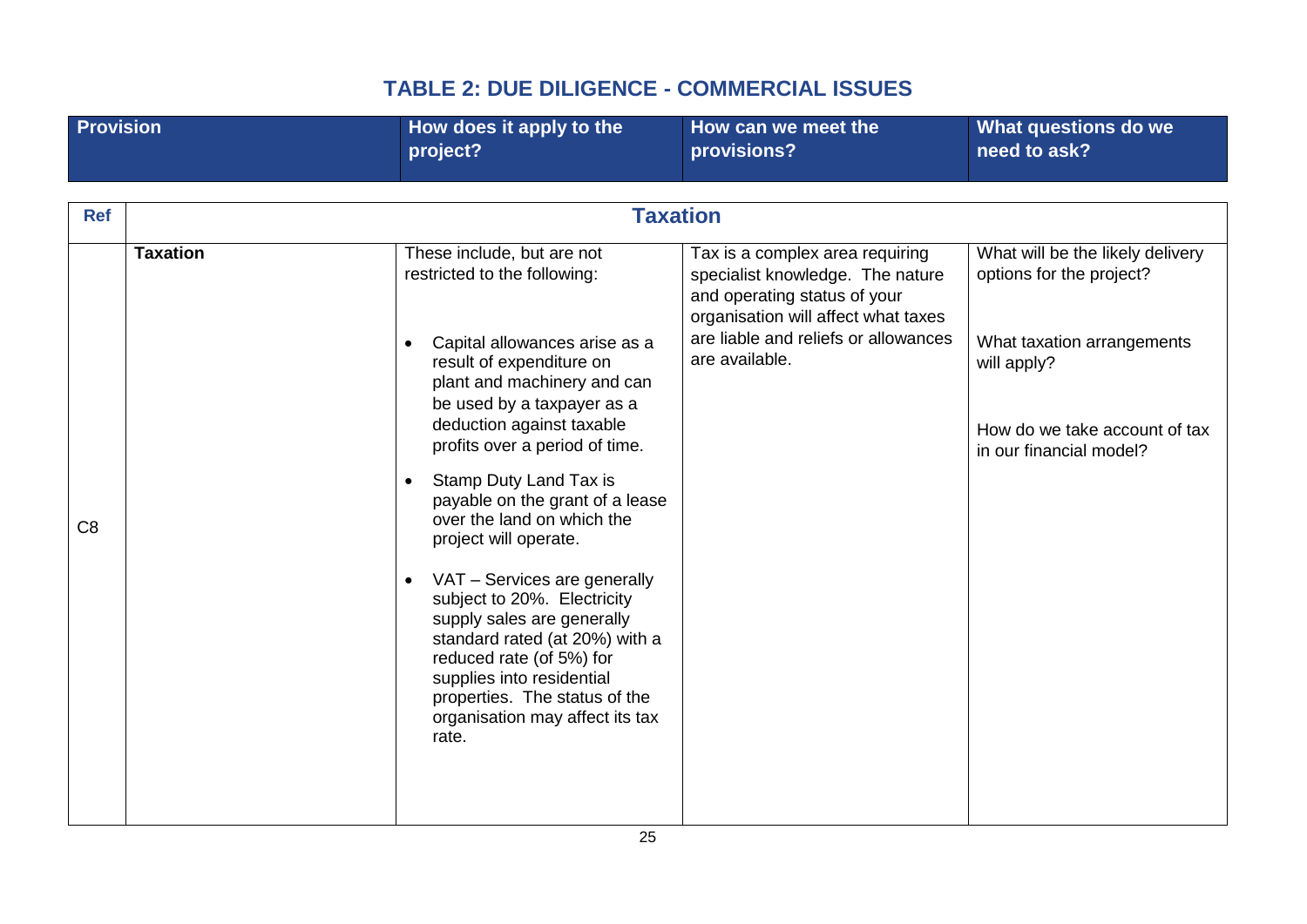## TABLE 2: DUE DILIGENCE - COMMERCIAL ISSUES

| Ref | Provision | How does it apply to the project? | How can we meet the provisions? | What questions do we need to ask? |
|---|---|---|---|---|
| | **Taxation** | | | |
| C8 | **Taxation** | These include, but are not restricted to the following:<br><br>• Capital allowances arise as a result of expenditure on plant and machinery and can be used by a taxpayer as a deduction against taxable profits over a period of time.<br>• Stamp Duty Land Tax is payable on the grant of a lease over the land on which the project will operate.<br>• VAT – Services are generally subject to 20%. Electricity supply sales are generally standard rated (at 20%) with a reduced rate (of 5%) for supplies into residential properties. The status of the organisation may affect its tax rate. | Tax is a complex area requiring specialist knowledge. The nature and operating status of your organisation will affect what taxes are liable and reliefs or allowances are available. | What will be the likely delivery options for the project?<br><br>What taxation arrangements will apply?<br><br>How do we take account of tax in our financial model? |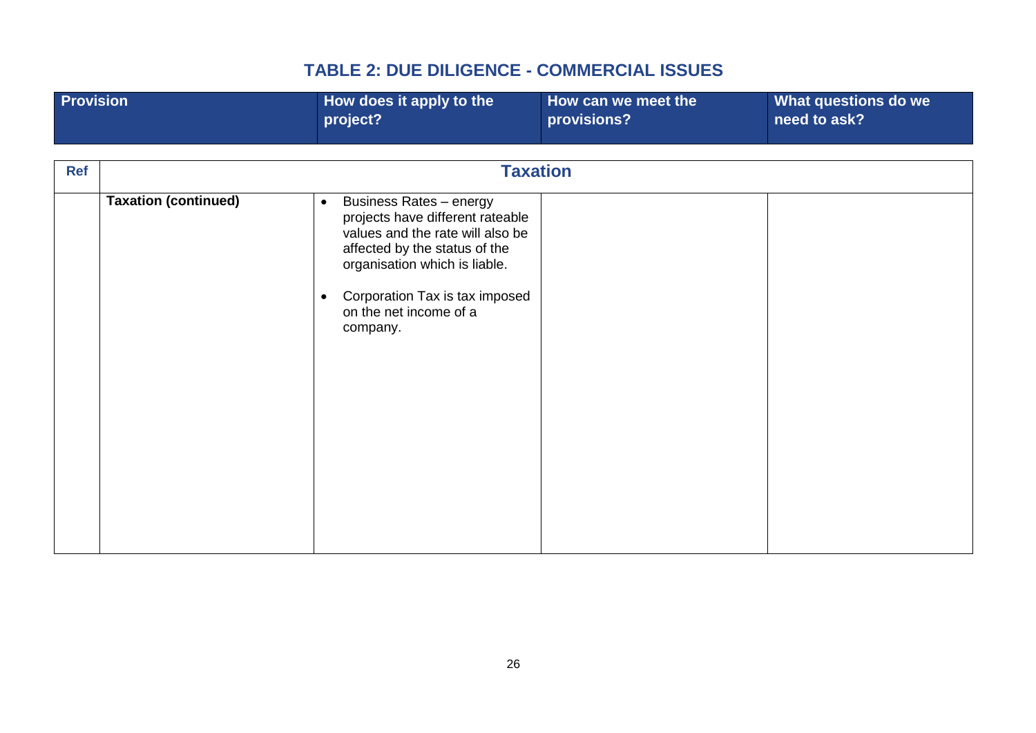## TABLE 2: DUE DILIGENCE - COMMERCIAL ISSUES

| Ref | Provision | How does it apply to the project? | How can we meet the provisions? | What questions do we need to ask? |
|---|---|---|---|---|
| | **Taxation** | | | |
| | **Taxation (continued)** | • Business Rates – energy projects have different rateable values and the rate will also be affected by the status of the organisation which is liable.<br><br>• Corporation Tax is tax imposed on the net income of a company. | | |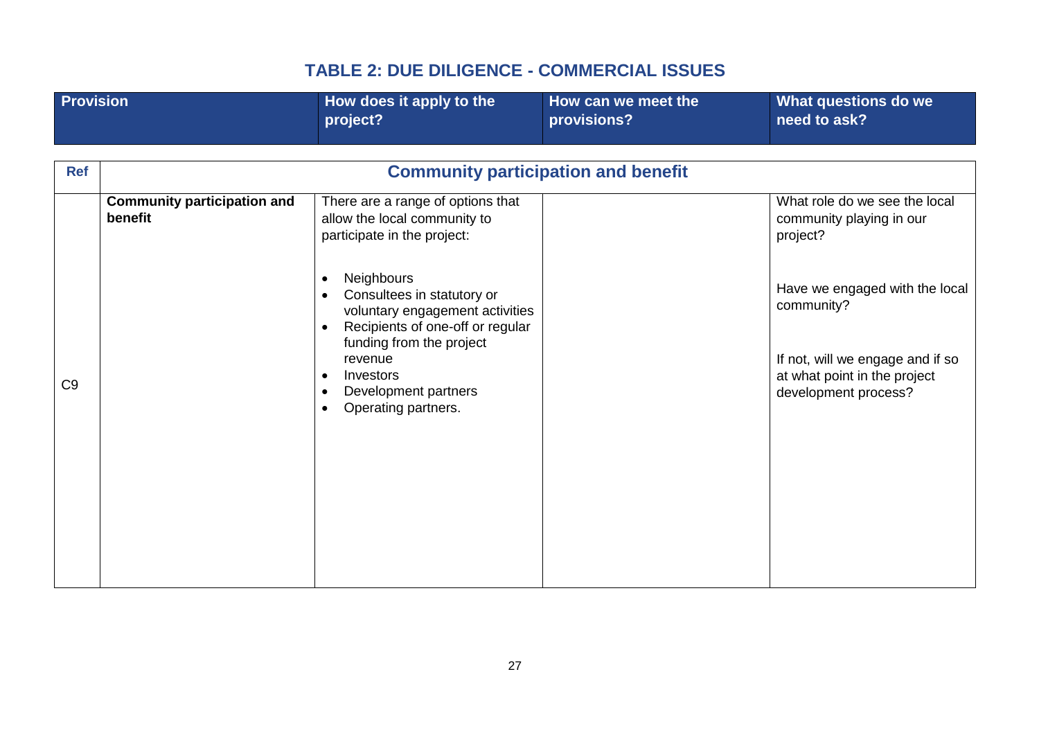## TABLE 2: DUE DILIGENCE - COMMERCIAL ISSUES

| Ref | Provision | How does it apply to the project? | How can we meet the provisions? | What questions do we need to ask? |
|---|---|---|---|---|
| | **Community participation and benefit** | | | |
| C9 | **Community participation and benefit** | There are a range of options that allow the local community to participate in the project:<br><br>• Neighbours<br>• Consultees in statutory or voluntary engagement activities<br>• Recipients of one-off or regular funding from the project revenue<br>• Investors<br>• Development partners<br>• Operating partners. | | What role do we see the local community playing in our project?<br><br>Have we engaged with the local community?<br><br>If not, will we engage and if so at what point in the project development process? |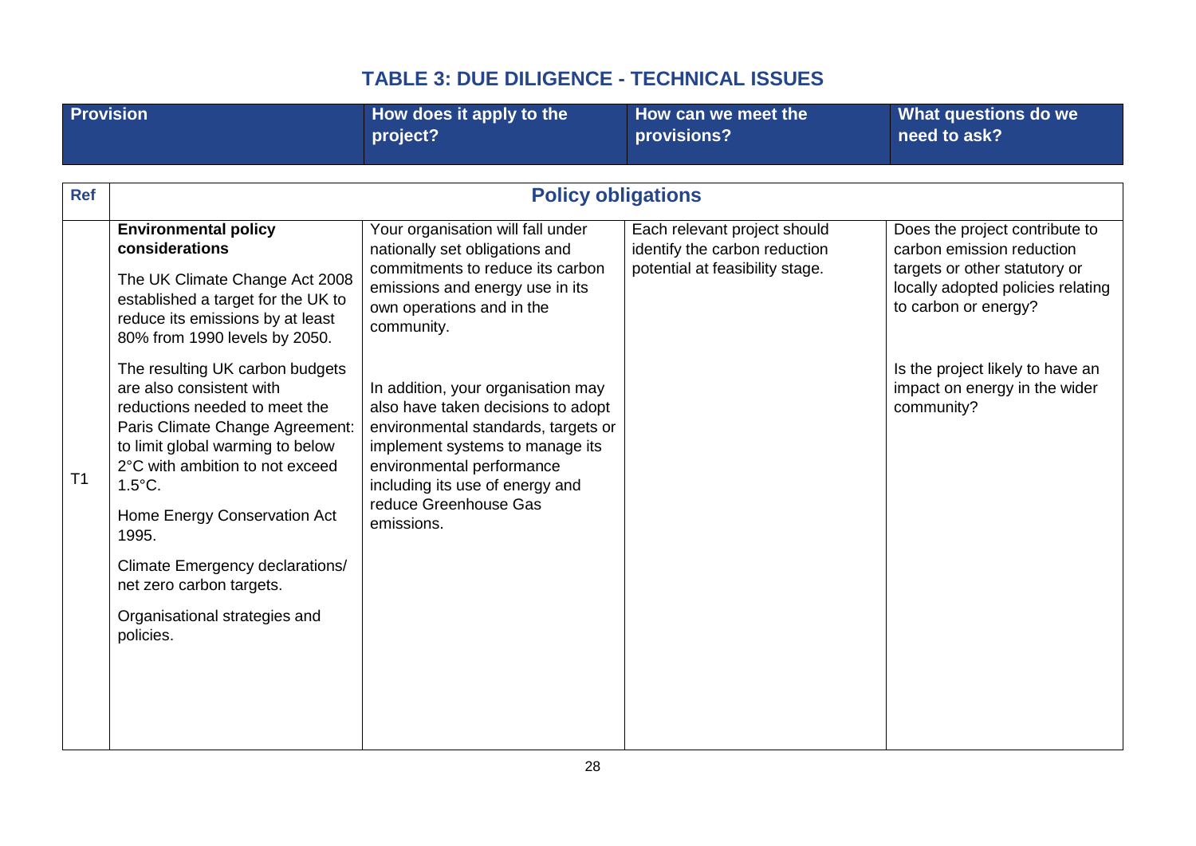## TABLE 3: DUE DILIGENCE - TECHNICAL ISSUES

| Ref | Provision | How does it apply to the project? | How can we meet the provisions? | What questions do we need to ask? |
|---|---|---|---|---|
| | **Policy obligations** | | | |
| T1 | **Environmental policy considerations**<br><br>The UK Climate Change Act 2008 established a target for the UK to reduce its emissions by at least 80% from 1990 levels by 2050.<br><br>The resulting UK carbon budgets are also consistent with reductions needed to meet the Paris Climate Change Agreement: to limit global warming to below 2°C with ambition to not exceed 1.5°C.<br><br>Home Energy Conservation Act 1995.<br><br>Climate Emergency declarations/ net zero carbon targets.<br><br>Organisational strategies and policies. | Your organisation will fall under nationally set obligations and commitments to reduce its carbon emissions and energy use in its own operations and in the community.<br><br>In addition, your organisation may also have taken decisions to adopt environmental standards, targets or implement systems to manage its environmental performance including its use of energy and reduce Greenhouse Gas emissions. | Each relevant project should identify the carbon reduction potential at feasibility stage. | Does the project contribute to carbon emission reduction targets or other statutory or locally adopted policies relating to carbon or energy?<br><br>Is the project likely to have an impact on energy in the wider community? |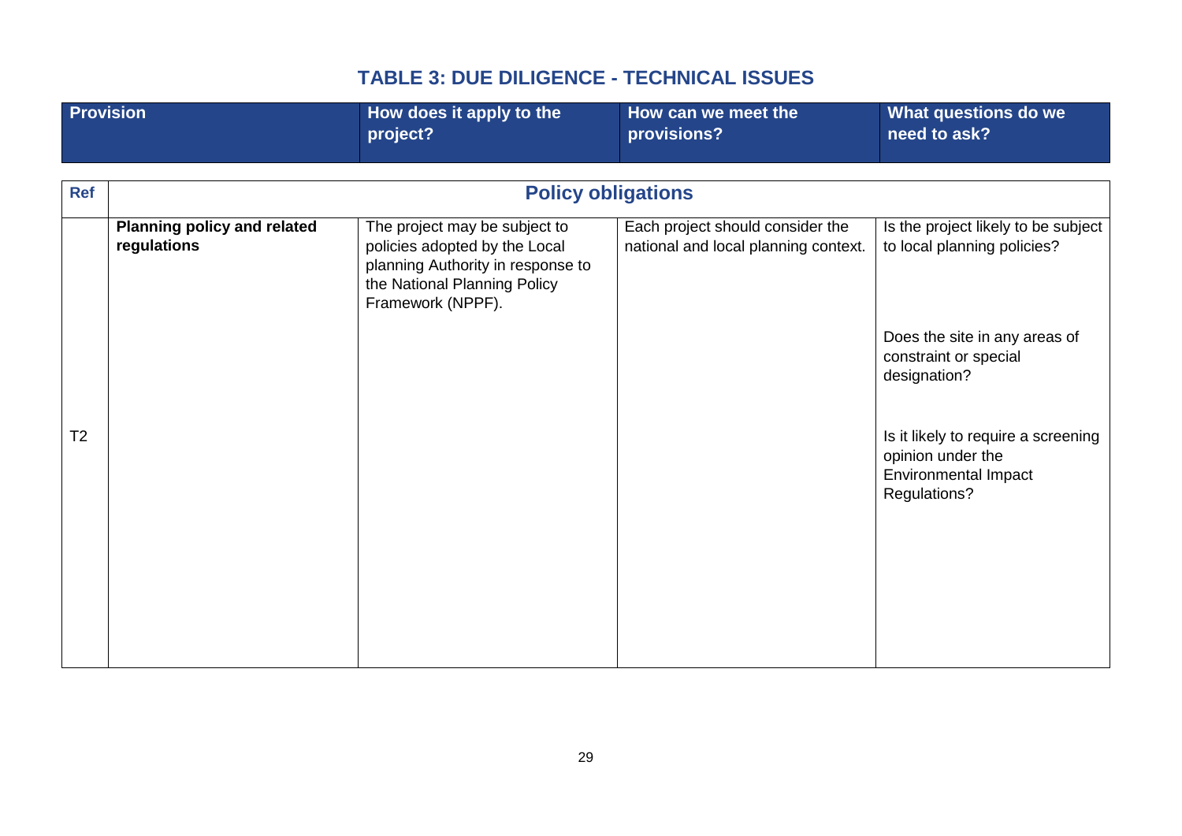## TABLE 3: DUE DILIGENCE - TECHNICAL ISSUES

| Ref | Provision | How does it apply to the project? | How can we meet the provisions? | What questions do we need to ask? |
|---|---|---|---|---|
| | **Policy obligations** | | | |
| T2 | **Planning policy and related regulations** | The project may be subject to policies adopted by the Local planning Authority in response to the National Planning Policy Framework (NPPF). | Each project should consider the national and local planning context. | Is the project likely to be subject to local planning policies?<br><br>Does the site in any areas of constraint or special designation?<br><br>Is it likely to require a screening opinion under the Environmental Impact Regulations? |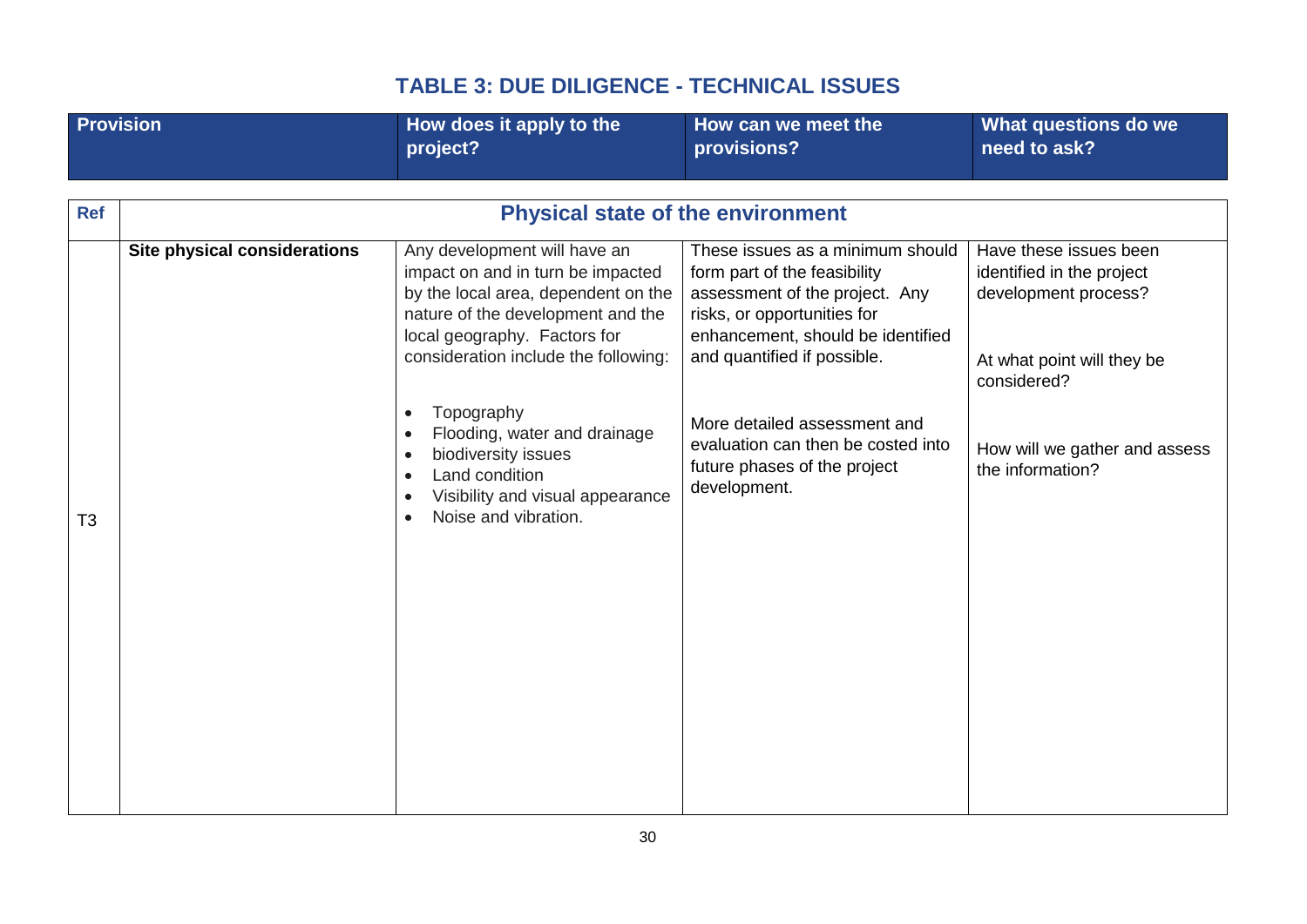## TABLE 3: DUE DILIGENCE - TECHNICAL ISSUES

| Ref | Provision | How does it apply to the project? | How can we meet the provisions? | What questions do we need to ask? |
|---|---|---|---|---|
| | **Physical state of the environment** | | | |
| T3 | **Site physical considerations** | Any development will have an impact on and in turn be impacted by the local area, dependent on the nature of the development and the local geography. Factors for consideration include the following:<br><br>• Topography<br>• Flooding, water and drainage<br>• biodiversity issues<br>• Land condition<br>• Visibility and visual appearance<br>• Noise and vibration. | These issues as a minimum should form part of the feasibility assessment of the project. Any risks, or opportunities for enhancement, should be identified and quantified if possible.<br><br>More detailed assessment and evaluation can then be costed into future phases of the project development. | Have these issues been identified in the project development process?<br><br>At what point will they be considered?<br><br>How will we gather and assess the information? |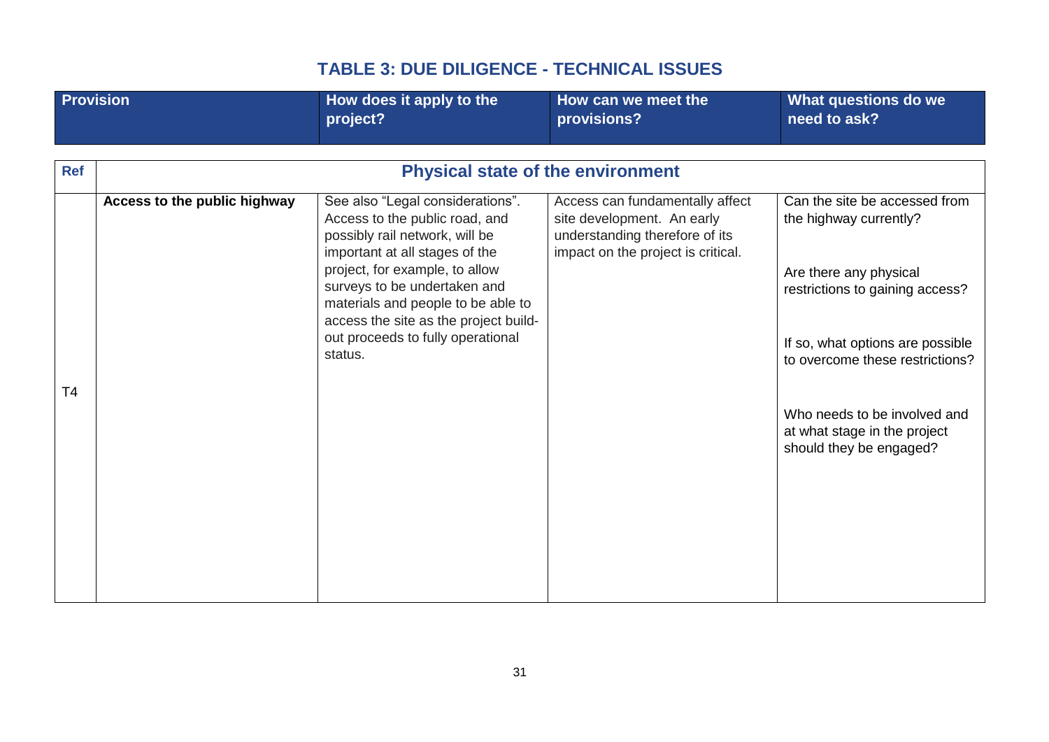## TABLE 3: DUE DILIGENCE - TECHNICAL ISSUES

| Ref | Provision | How does it apply to the project? | How can we meet the provisions? | What questions do we need to ask? |
|---|---|---|---|---|
| | **Physical state of the environment** | | | |
| T4 | **Access to the public highway** | See also "Legal considerations". Access to the public road, and possibly rail network, will be important at all stages of the project, for example, to allow surveys to be undertaken and materials and people to be able to access the site as the project build-out proceeds to fully operational status. | Access can fundamentally affect site development. An early understanding therefore of its impact on the project is critical. | Can the site be accessed from the highway currently?<br><br>Are there any physical restrictions to gaining access?<br><br>If so, what options are possible to overcome these restrictions?<br><br>Who needs to be involved and at what stage in the project should they be engaged? |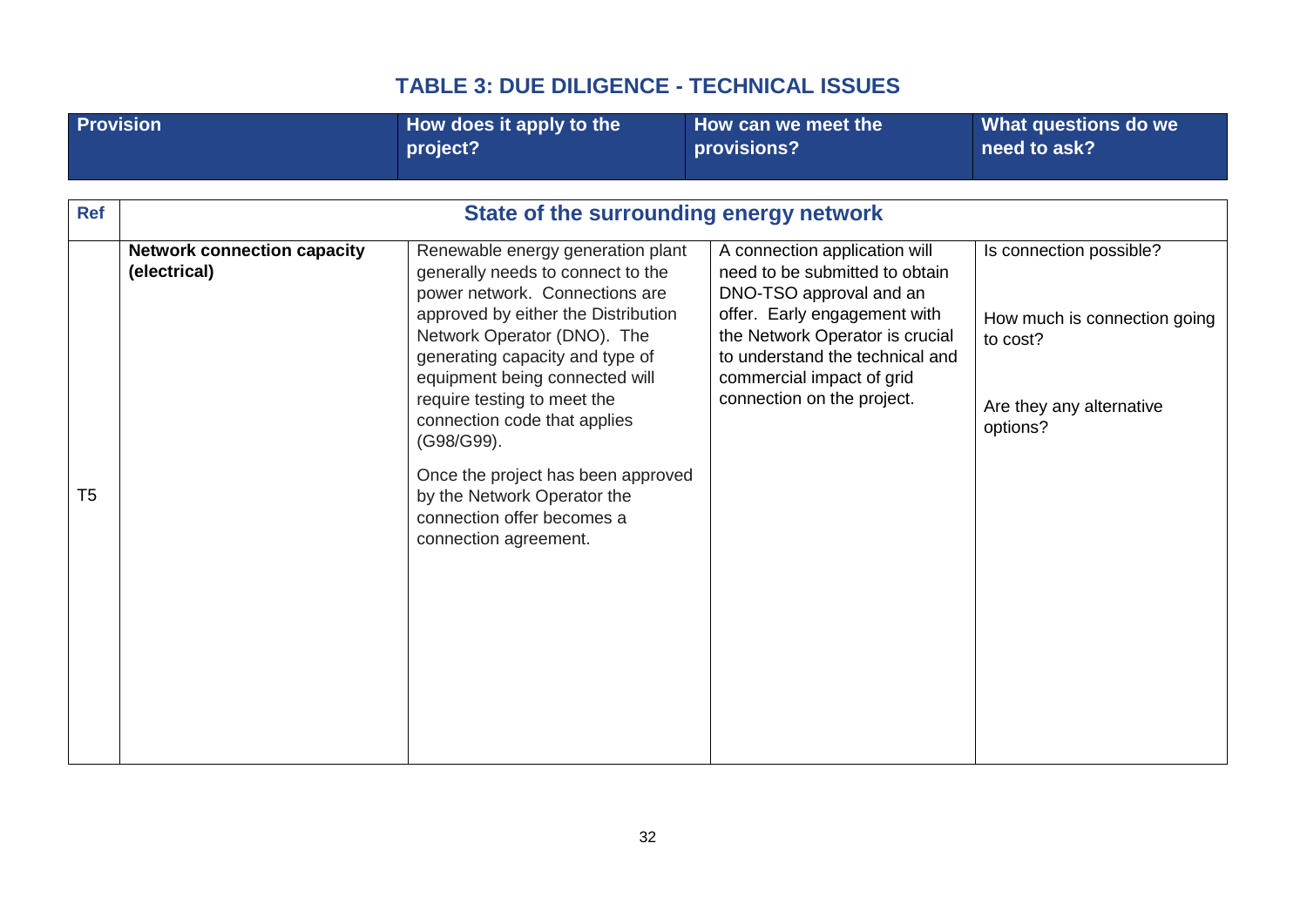## TABLE 3: DUE DILIGENCE - TECHNICAL ISSUES

| Ref | Provision | How does it apply to the project? | How can we meet the provisions? | What questions do we need to ask? |
|---|---|---|---|---|
| | **State of the surrounding energy network** | | | |
| T5 | **Network connection capacity (electrical)** | Renewable energy generation plant generally needs to connect to the power network. Connections are approved by either the Distribution Network Operator (DNO). The generating capacity and type of equipment being connected will require testing to meet the connection code that applies (G98/G99).<br><br>Once the project has been approved by the Network Operator the connection offer becomes a connection agreement. | A connection application will need to be submitted to obtain DNO-TSO approval and an offer. Early engagement with the Network Operator is crucial to understand the technical and commercial impact of grid connection on the project. | Is connection possible?<br><br>How much is connection going to cost?<br><br>Are they any alternative options? |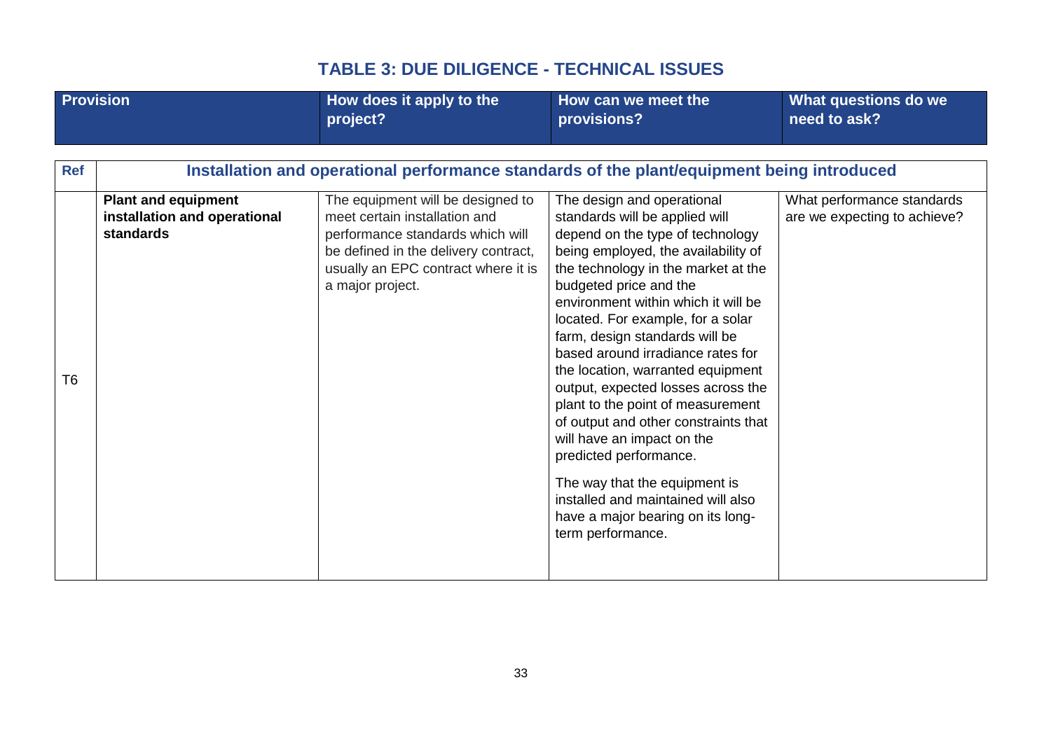## TABLE 3: DUE DILIGENCE - TECHNICAL ISSUES

| Ref | Provision | How does it apply to the project? | How can we meet the provisions? | What questions do we need to ask? |
|---|---|---|---|---|
| | **Installation and operational performance standards of the plant/equipment being introduced** | | | |
| T6 | **Plant and equipment installation and operational standards** | The equipment will be designed to meet certain installation and performance standards which will be defined in the delivery contract, usually an EPC contract where it is a major project. | The design and operational standards will be applied will depend on the type of technology being employed, the availability of the technology in the market at the budgeted price and the environment within which it will be located. For example, for a solar farm, design standards will be based around irradiance rates for the location, warranted equipment output, expected losses across the plant to the point of measurement of output and other constraints that will have an impact on the predicted performance.<br><br>The way that the equipment is installed and maintained will also have a major bearing on its long-term performance. | What performance standards are we expecting to achieve? |